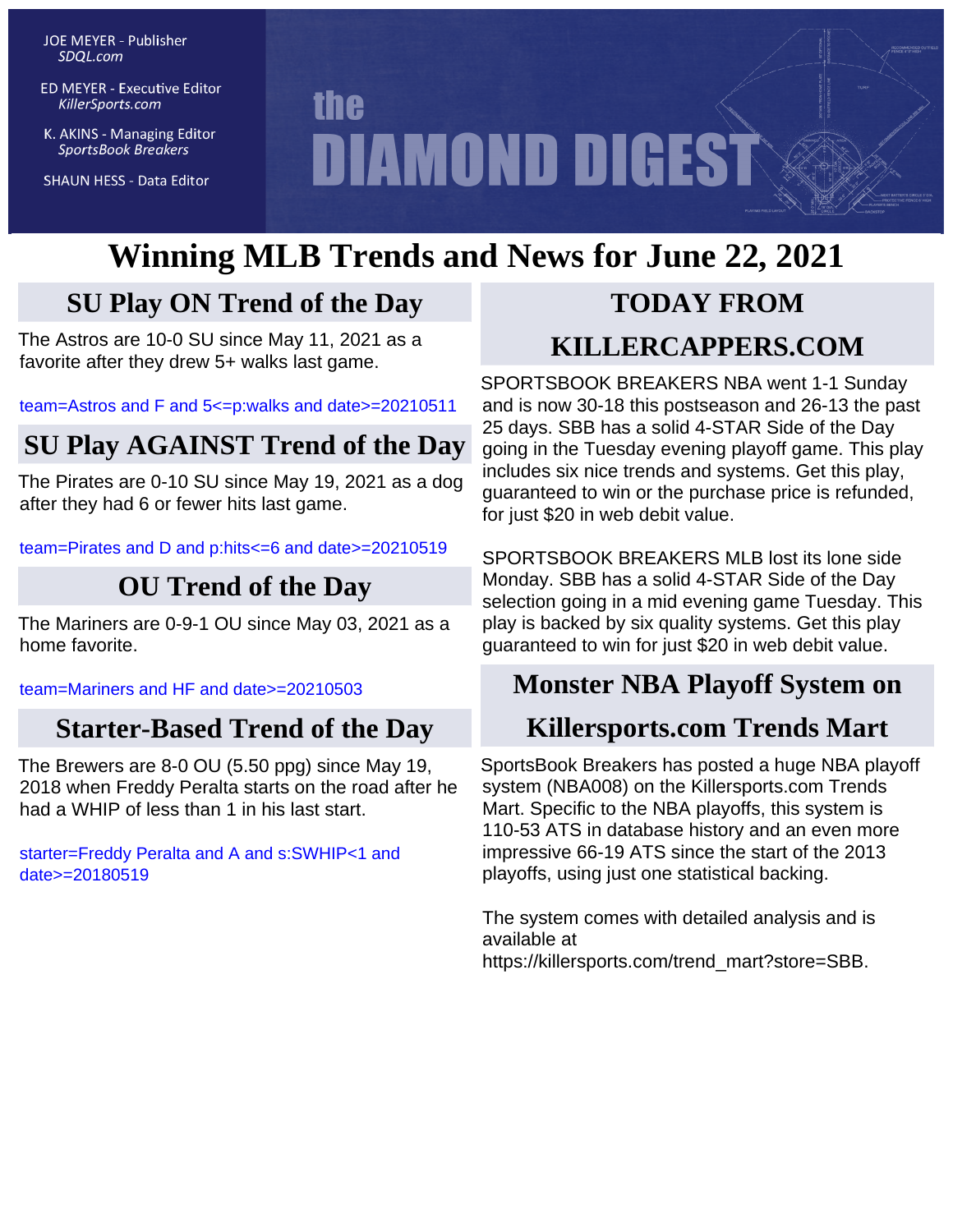JOE MEYER - Publisher
*SDQL.com*

ED MEYER - Executive Editor
*KillerSports.com*

K. AKINS - Managing Editor
*SportsBook Breakers*

SHAUN HESS - Data Editor

# the DIAMOND DIGEST

# Winning MLB Trends and News for June 22, 2021

## SU Play ON Trend of the Day

The Astros are 10-0 SU since May 11, 2021 as a favorite after they drew 5+ walks last game.

team=Astros and F and 5<=p:walks and date>=20210511

## SU Play AGAINST Trend of the Day

The Pirates are 0-10 SU since May 19, 2021 as a dog after they had 6 or fewer hits last game.

team=Pirates and D and p:hits<=6 and date>=20210519

## OU Trend of the Day

The Mariners are 0-9-1 OU since May 03, 2021 as a home favorite.

team=Mariners and HF and date>=20210503

## Starter-Based Trend of the Day

The Brewers are 8-0 OU (5.50 ppg) since May 19, 2018 when Freddy Peralta starts on the road after he had a WHIP of less than 1 in his last start.

starter=Freddy Peralta and A and s:SWHIP<1 and date>=20180519

## TODAY FROM KILLERCAPPERS.COM

SPORTSBOOK BREAKERS NBA went 1-1 Sunday and is now 30-18 this postseason and 26-13 the past 25 days. SBB has a solid 4-STAR Side of the Day going in the Tuesday evening playoff game. This play includes six nice trends and systems. Get this play, guaranteed to win or the purchase price is refunded, for just $20 in web debit value.

SPORTSBOOK BREAKERS MLB lost its lone side Monday. SBB has a solid 4-STAR Side of the Day selection going in a mid evening game Tuesday. This play is backed by six quality systems. Get this play guaranteed to win for just $20 in web debit value.

## Monster NBA Playoff System on Killersports.com Trends Mart

SportsBook Breakers has posted a huge NBA playoff system (NBA008) on the Killersports.com Trends Mart. Specific to the NBA playoffs, this system is 110-53 ATS in database history and an even more impressive 66-19 ATS since the start of the 2013 playoffs, using just one statistical backing.

The system comes with detailed analysis and is available at https://killersports.com/trend_mart?store=SBB.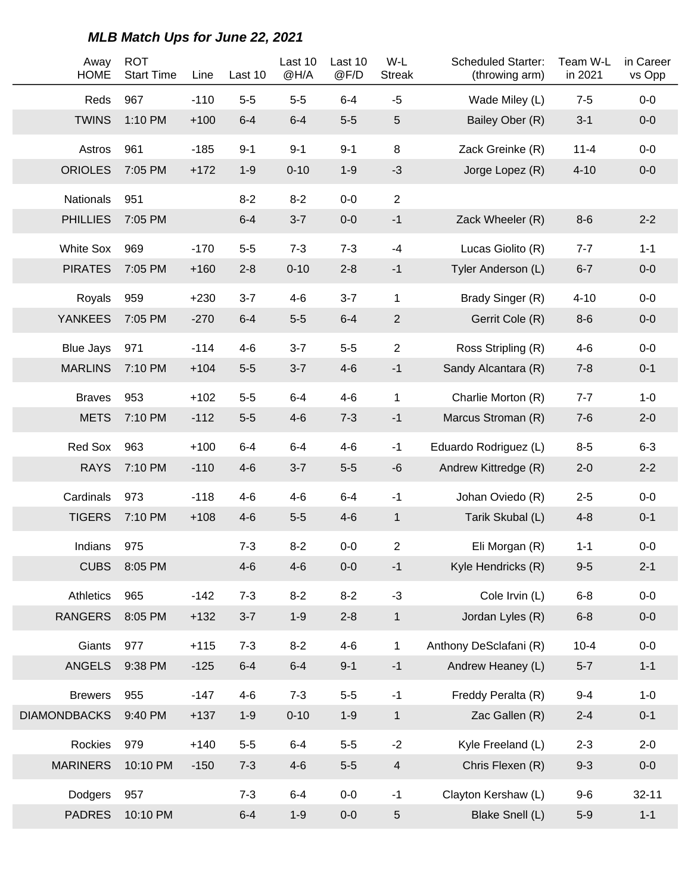## *MLB Match Ups for June 22, 2021*

| Away HOME | ROT Start Time | Line | Last 10 | Last 10 @H/A | Last 10 @F/D | W-L Streak | Scheduled Starter: (throwing arm) | Team W-L in 2021 | in Career vs Opp |
|---|---|---|---|---|---|---|---|---|---|
| Reds | 967 | -110 | 5-5 | 5-5 | 6-4 | -5 | Wade Miley (L) | 7-5 | 0-0 |
| TWINS | 1:10 PM | +100 | 6-4 | 6-4 | 5-5 | 5 | Bailey Ober (R) | 3-1 | 0-0 |
| Astros | 961 | -185 | 9-1 | 9-1 | 9-1 | 8 | Zack Greinke (R) | 11-4 | 0-0 |
| ORIOLES | 7:05 PM | +172 | 1-9 | 0-10 | 1-9 | -3 | Jorge Lopez (R) | 4-10 | 0-0 |
| Nationals | 951 | | 8-2 | 8-2 | 0-0 | 2 | | | |
| PHILLIES | 7:05 PM | | 6-4 | 3-7 | 0-0 | -1 | Zack Wheeler (R) | 8-6 | 2-2 |
| White Sox | 969 | -170 | 5-5 | 7-3 | 7-3 | -4 | Lucas Giolito (R) | 7-7 | 1-1 |
| PIRATES | 7:05 PM | +160 | 2-8 | 0-10 | 2-8 | -1 | Tyler Anderson (L) | 6-7 | 0-0 |
| Royals | 959 | +230 | 3-7 | 4-6 | 3-7 | 1 | Brady Singer (R) | 4-10 | 0-0 |
| YANKEES | 7:05 PM | -270 | 6-4 | 5-5 | 6-4 | 2 | Gerrit Cole (R) | 8-6 | 0-0 |
| Blue Jays | 971 | -114 | 4-6 | 3-7 | 5-5 | 2 | Ross Stripling (R) | 4-6 | 0-0 |
| MARLINS | 7:10 PM | +104 | 5-5 | 3-7 | 4-6 | -1 | Sandy Alcantara (R) | 7-8 | 0-1 |
| Braves | 953 | +102 | 5-5 | 6-4 | 4-6 | 1 | Charlie Morton (R) | 7-7 | 1-0 |
| METS | 7:10 PM | -112 | 5-5 | 4-6 | 7-3 | -1 | Marcus Stroman (R) | 7-6 | 2-0 |
| Red Sox | 963 | +100 | 6-4 | 6-4 | 4-6 | -1 | Eduardo Rodriguez (L) | 8-5 | 6-3 |
| RAYS | 7:10 PM | -110 | 4-6 | 3-7 | 5-5 | -6 | Andrew Kittredge (R) | 2-0 | 2-2 |
| Cardinals | 973 | -118 | 4-6 | 4-6 | 6-4 | -1 | Johan Oviedo (R) | 2-5 | 0-0 |
| TIGERS | 7:10 PM | +108 | 4-6 | 5-5 | 4-6 | 1 | Tarik Skubal (L) | 4-8 | 0-1 |
| Indians | 975 | | 7-3 | 8-2 | 0-0 | 2 | Eli Morgan (R) | 1-1 | 0-0 |
| CUBS | 8:05 PM | | 4-6 | 4-6 | 0-0 | -1 | Kyle Hendricks (R) | 9-5 | 2-1 |
| Athletics | 965 | -142 | 7-3 | 8-2 | 8-2 | -3 | Cole Irvin (L) | 6-8 | 0-0 |
| RANGERS | 8:05 PM | +132 | 3-7 | 1-9 | 2-8 | 1 | Jordan Lyles (R) | 6-8 | 0-0 |
| Giants | 977 | +115 | 7-3 | 8-2 | 4-6 | 1 | Anthony DeSclafani (R) | 10-4 | 0-0 |
| ANGELS | 9:38 PM | -125 | 6-4 | 6-4 | 9-1 | -1 | Andrew Heaney (L) | 5-7 | 1-1 |
| Brewers | 955 | -147 | 4-6 | 7-3 | 5-5 | -1 | Freddy Peralta (R) | 9-4 | 1-0 |
| DIAMONDBACKS | 9:40 PM | +137 | 1-9 | 0-10 | 1-9 | 1 | Zac Gallen (R) | 2-4 | 0-1 |
| Rockies | 979 | +140 | 5-5 | 6-4 | 5-5 | -2 | Kyle Freeland (L) | 2-3 | 2-0 |
| MARINERS | 10:10 PM | -150 | 7-3 | 4-6 | 5-5 | 4 | Chris Flexen (R) | 9-3 | 0-0 |
| Dodgers | 957 | | 7-3 | 6-4 | 0-0 | -1 | Clayton Kershaw (L) | 9-6 | 32-11 |
| PADRES | 10:10 PM | | 6-4 | 1-9 | 0-0 | 5 | Blake Snell (L) | 5-9 | 1-1 |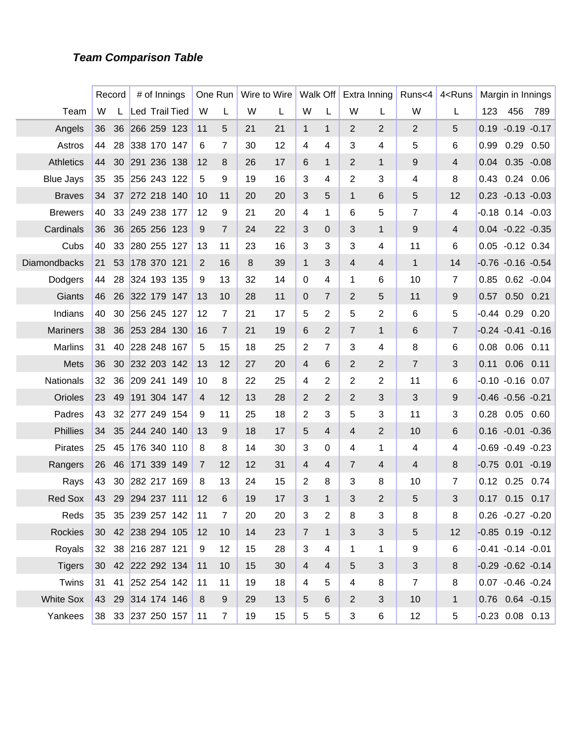***Team Comparison Table***

| | Record | | # of Innings | | | One Run | | Wire to Wire | | Walk Off | | Extra Inning | | Runs<4 | 4<Runs | Margin in Innings | | |
|---|---|---|---|---|---|---|---|---|---|---|---|---|---|---|---|---|---|---|
| Team | W | L | Led | Trail | Tied | W | L | W | L | W | L | W | L | W | L | 123 | 456 | 789 |
| Angels | 36 | 36 | 266 | 259 | 123 | 11 | 5 | 21 | 21 | 1 | 1 | 2 | 2 | 2 | 5 | 0.19 | -0.19 | -0.17 |
| Astros | 44 | 28 | 338 | 170 | 147 | 6 | 7 | 30 | 12 | 4 | 4 | 3 | 4 | 5 | 6 | 0.99 | 0.29 | 0.50 |
| Athletics | 44 | 30 | 291 | 236 | 138 | 12 | 8 | 26 | 17 | 6 | 1 | 2 | 1 | 9 | 4 | 0.04 | 0.35 | -0.08 |
| Blue Jays | 35 | 35 | 256 | 243 | 122 | 5 | 9 | 19 | 16 | 3 | 4 | 2 | 3 | 4 | 8 | 0.43 | 0.24 | 0.06 |
| Braves | 34 | 37 | 272 | 218 | 140 | 10 | 11 | 20 | 20 | 3 | 5 | 1 | 6 | 5 | 12 | 0.23 | -0.13 | -0.03 |
| Brewers | 40 | 33 | 249 | 238 | 177 | 12 | 9 | 21 | 20 | 4 | 1 | 6 | 5 | 7 | 4 | -0.18 | 0.14 | -0.03 |
| Cardinals | 36 | 36 | 265 | 256 | 123 | 9 | 7 | 24 | 22 | 3 | 0 | 3 | 1 | 9 | 4 | 0.04 | -0.22 | -0.35 |
| Cubs | 40 | 33 | 280 | 255 | 127 | 13 | 11 | 23 | 16 | 3 | 3 | 3 | 4 | 11 | 6 | 0.05 | -0.12 | 0.34 |
| Diamondbacks | 21 | 53 | 178 | 370 | 121 | 2 | 16 | 8 | 39 | 1 | 3 | 4 | 4 | 1 | 14 | -0.76 | -0.16 | -0.54 |
| Dodgers | 44 | 28 | 324 | 193 | 135 | 9 | 13 | 32 | 14 | 0 | 4 | 1 | 6 | 10 | 7 | 0.85 | 0.62 | -0.04 |
| Giants | 46 | 26 | 322 | 179 | 147 | 13 | 10 | 28 | 11 | 0 | 7 | 2 | 5 | 11 | 9 | 0.57 | 0.50 | 0.21 |
| Indians | 40 | 30 | 256 | 245 | 127 | 12 | 7 | 21 | 17 | 5 | 2 | 5 | 2 | 6 | 5 | -0.44 | 0.29 | 0.20 |
| Mariners | 38 | 36 | 253 | 284 | 130 | 16 | 7 | 21 | 19 | 6 | 2 | 7 | 1 | 6 | 7 | -0.24 | -0.41 | -0.16 |
| Marlins | 31 | 40 | 228 | 248 | 167 | 5 | 15 | 18 | 25 | 2 | 7 | 3 | 4 | 8 | 6 | 0.08 | 0.06 | 0.11 |
| Mets | 36 | 30 | 232 | 203 | 142 | 13 | 12 | 27 | 20 | 4 | 6 | 2 | 2 | 7 | 3 | 0.11 | 0.06 | 0.11 |
| Nationals | 32 | 36 | 209 | 241 | 149 | 10 | 8 | 22 | 25 | 4 | 2 | 2 | 2 | 11 | 6 | -0.10 | -0.16 | 0.07 |
| Orioles | 23 | 49 | 191 | 304 | 147 | 4 | 12 | 13 | 28 | 2 | 2 | 2 | 3 | 3 | 9 | -0.46 | -0.56 | -0.21 |
| Padres | 43 | 32 | 277 | 249 | 154 | 9 | 11 | 25 | 18 | 2 | 3 | 5 | 3 | 11 | 3 | 0.28 | 0.05 | 0.60 |
| Phillies | 34 | 35 | 244 | 240 | 140 | 13 | 9 | 18 | 17 | 5 | 4 | 4 | 2 | 10 | 6 | 0.16 | -0.01 | -0.36 |
| Pirates | 25 | 45 | 176 | 340 | 110 | 8 | 8 | 14 | 30 | 3 | 0 | 4 | 1 | 4 | 4 | -0.69 | -0.49 | -0.23 |
| Rangers | 26 | 46 | 171 | 339 | 149 | 7 | 12 | 12 | 31 | 4 | 4 | 7 | 4 | 4 | 8 | -0.75 | 0.01 | -0.19 |
| Rays | 43 | 30 | 282 | 217 | 169 | 8 | 13 | 24 | 15 | 2 | 8 | 3 | 8 | 10 | 7 | 0.12 | 0.25 | 0.74 |
| Red Sox | 43 | 29 | 294 | 237 | 111 | 12 | 6 | 19 | 17 | 3 | 1 | 3 | 2 | 5 | 3 | 0.17 | 0.15 | 0.17 |
| Reds | 35 | 35 | 239 | 257 | 142 | 11 | 7 | 20 | 20 | 3 | 2 | 8 | 3 | 8 | 8 | 0.26 | -0.27 | -0.20 |
| Rockies | 30 | 42 | 238 | 294 | 105 | 12 | 10 | 14 | 23 | 7 | 1 | 3 | 3 | 5 | 12 | -0.85 | 0.19 | -0.12 |
| Royals | 32 | 38 | 216 | 287 | 121 | 9 | 12 | 15 | 28 | 3 | 4 | 1 | 1 | 9 | 6 | -0.41 | -0.14 | -0.01 |
| Tigers | 30 | 42 | 222 | 292 | 134 | 11 | 10 | 15 | 30 | 4 | 4 | 5 | 3 | 3 | 8 | -0.29 | -0.62 | -0.14 |
| Twins | 31 | 41 | 252 | 254 | 142 | 11 | 11 | 19 | 18 | 4 | 5 | 4 | 8 | 7 | 8 | 0.07 | -0.46 | -0.24 |
| White Sox | 43 | 29 | 314 | 174 | 146 | 8 | 9 | 29 | 13 | 5 | 6 | 2 | 3 | 10 | 1 | 0.76 | 0.64 | -0.15 |
| Yankees | 38 | 33 | 237 | 250 | 157 | 11 | 7 | 19 | 15 | 5 | 5 | 3 | 6 | 12 | 5 | -0.23 | 0.08 | 0.13 |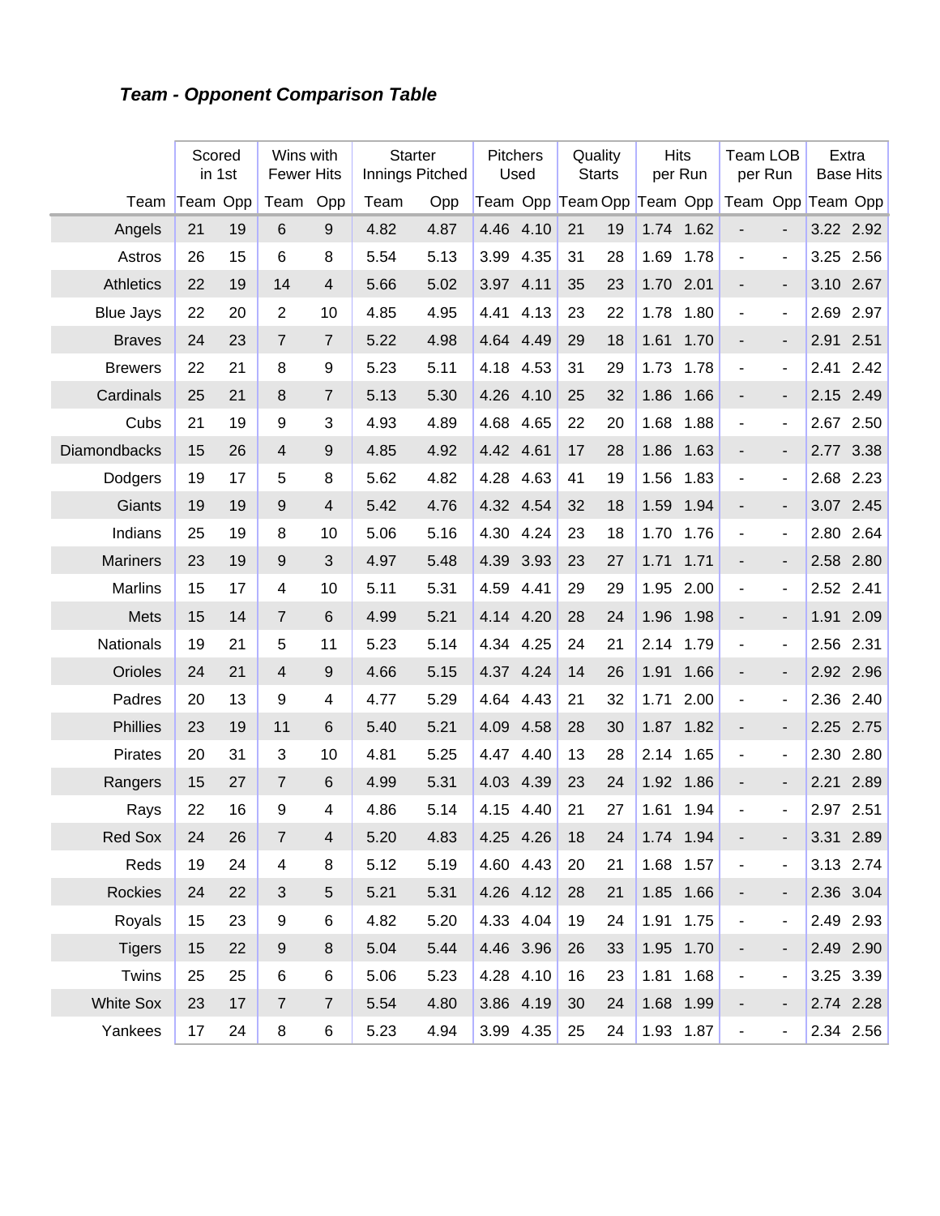### ***Team - Opponent Comparison Table***

| | Scored in 1st | | Wins with Fewer Hits | | Starter Innings Pitched | | Pitchers Used | | Quality Starts | | Hits per Run | | Team LOB per Run | | Extra Base Hits | |
|---|---|---|---|---|---|---|---|---|---|---|---|---|---|---|---|---|
| Team | Team | Opp | Team | Opp | Team | Opp | Team | Opp | Team | Opp | Team | Opp | Team | Opp | Team | Opp |
| Angels | 21 | 19 | 6 | 9 | 4.82 | 4.87 | 4.46 | 4.10 | 21 | 19 | 1.74 | 1.62 | - | - | 3.22 | 2.92 |
| Astros | 26 | 15 | 6 | 8 | 5.54 | 5.13 | 3.99 | 4.35 | 31 | 28 | 1.69 | 1.78 | - | - | 3.25 | 2.56 |
| Athletics | 22 | 19 | 14 | 4 | 5.66 | 5.02 | 3.97 | 4.11 | 35 | 23 | 1.70 | 2.01 | - | - | 3.10 | 2.67 |
| Blue Jays | 22 | 20 | 2 | 10 | 4.85 | 4.95 | 4.41 | 4.13 | 23 | 22 | 1.78 | 1.80 | - | - | 2.69 | 2.97 |
| Braves | 24 | 23 | 7 | 7 | 5.22 | 4.98 | 4.64 | 4.49 | 29 | 18 | 1.61 | 1.70 | - | - | 2.91 | 2.51 |
| Brewers | 22 | 21 | 8 | 9 | 5.23 | 5.11 | 4.18 | 4.53 | 31 | 29 | 1.73 | 1.78 | - | - | 2.41 | 2.42 |
| Cardinals | 25 | 21 | 8 | 7 | 5.13 | 5.30 | 4.26 | 4.10 | 25 | 32 | 1.86 | 1.66 | - | - | 2.15 | 2.49 |
| Cubs | 21 | 19 | 9 | 3 | 4.93 | 4.89 | 4.68 | 4.65 | 22 | 20 | 1.68 | 1.88 | - | - | 2.67 | 2.50 |
| Diamondbacks | 15 | 26 | 4 | 9 | 4.85 | 4.92 | 4.42 | 4.61 | 17 | 28 | 1.86 | 1.63 | - | - | 2.77 | 3.38 |
| Dodgers | 19 | 17 | 5 | 8 | 5.62 | 4.82 | 4.28 | 4.63 | 41 | 19 | 1.56 | 1.83 | - | - | 2.68 | 2.23 |
| Giants | 19 | 19 | 9 | 4 | 5.42 | 4.76 | 4.32 | 4.54 | 32 | 18 | 1.59 | 1.94 | - | - | 3.07 | 2.45 |
| Indians | 25 | 19 | 8 | 10 | 5.06 | 5.16 | 4.30 | 4.24 | 23 | 18 | 1.70 | 1.76 | - | - | 2.80 | 2.64 |
| Mariners | 23 | 19 | 9 | 3 | 4.97 | 5.48 | 4.39 | 3.93 | 23 | 27 | 1.71 | 1.71 | - | - | 2.58 | 2.80 |
| Marlins | 15 | 17 | 4 | 10 | 5.11 | 5.31 | 4.59 | 4.41 | 29 | 29 | 1.95 | 2.00 | - | - | 2.52 | 2.41 |
| Mets | 15 | 14 | 7 | 6 | 4.99 | 5.21 | 4.14 | 4.20 | 28 | 24 | 1.96 | 1.98 | - | - | 1.91 | 2.09 |
| Nationals | 19 | 21 | 5 | 11 | 5.23 | 5.14 | 4.34 | 4.25 | 24 | 21 | 2.14 | 1.79 | - | - | 2.56 | 2.31 |
| Orioles | 24 | 21 | 4 | 9 | 4.66 | 5.15 | 4.37 | 4.24 | 14 | 26 | 1.91 | 1.66 | - | - | 2.92 | 2.96 |
| Padres | 20 | 13 | 9 | 4 | 4.77 | 5.29 | 4.64 | 4.43 | 21 | 32 | 1.71 | 2.00 | - | - | 2.36 | 2.40 |
| Phillies | 23 | 19 | 11 | 6 | 5.40 | 5.21 | 4.09 | 4.58 | 28 | 30 | 1.87 | 1.82 | - | - | 2.25 | 2.75 |
| Pirates | 20 | 31 | 3 | 10 | 4.81 | 5.25 | 4.47 | 4.40 | 13 | 28 | 2.14 | 1.65 | - | - | 2.30 | 2.80 |
| Rangers | 15 | 27 | 7 | 6 | 4.99 | 5.31 | 4.03 | 4.39 | 23 | 24 | 1.92 | 1.86 | - | - | 2.21 | 2.89 |
| Rays | 22 | 16 | 9 | 4 | 4.86 | 5.14 | 4.15 | 4.40 | 21 | 27 | 1.61 | 1.94 | - | - | 2.97 | 2.51 |
| Red Sox | 24 | 26 | 7 | 4 | 5.20 | 4.83 | 4.25 | 4.26 | 18 | 24 | 1.74 | 1.94 | - | - | 3.31 | 2.89 |
| Reds | 19 | 24 | 4 | 8 | 5.12 | 5.19 | 4.60 | 4.43 | 20 | 21 | 1.68 | 1.57 | - | - | 3.13 | 2.74 |
| Rockies | 24 | 22 | 3 | 5 | 5.21 | 5.31 | 4.26 | 4.12 | 28 | 21 | 1.85 | 1.66 | - | - | 2.36 | 3.04 |
| Royals | 15 | 23 | 9 | 6 | 4.82 | 5.20 | 4.33 | 4.04 | 19 | 24 | 1.91 | 1.75 | - | - | 2.49 | 2.93 |
| Tigers | 15 | 22 | 9 | 8 | 5.04 | 5.44 | 4.46 | 3.96 | 26 | 33 | 1.95 | 1.70 | - | - | 2.49 | 2.90 |
| Twins | 25 | 25 | 6 | 6 | 5.06 | 5.23 | 4.28 | 4.10 | 16 | 23 | 1.81 | 1.68 | - | - | 3.25 | 3.39 |
| White Sox | 23 | 17 | 7 | 7 | 5.54 | 4.80 | 3.86 | 4.19 | 30 | 24 | 1.68 | 1.99 | - | - | 2.74 | 2.28 |
| Yankees | 17 | 24 | 8 | 6 | 5.23 | 4.94 | 3.99 | 4.35 | 25 | 24 | 1.93 | 1.87 | - | - | 2.34 | 2.56 |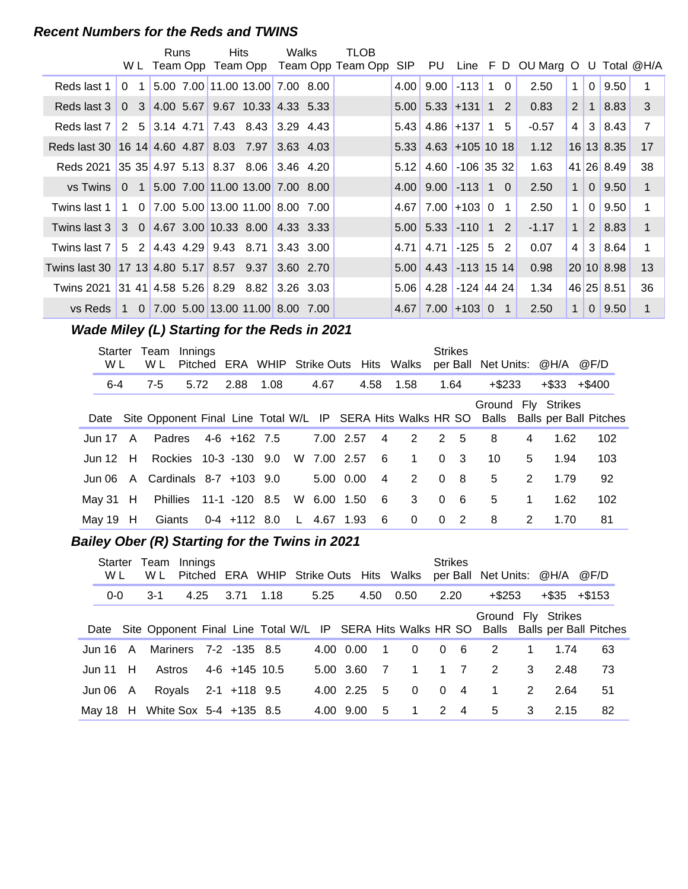### Recent Numbers for the Reds and TWINS

| | Runs | | | Hits | | Walks | | TLOB | | | | | | | | | | | |
|---|---|---|---|---|---|---|---|---|---|---|---|---|---|---|---|---|---|---|---|
| | W L | Team | Opp | Team | Opp | Team | Opp | Team Opp | SIP | PU | Line | F | D | OU Marg | O | U | Total | @H/A |
| Reds last 1 | 0 1 | 5.00 | 7.00 | 11.00 | 13.00 | 7.00 | 8.00 | | 4.00 | 9.00 | -113 | 1 | 0 | 2.50 | 1 | 0 | 9.50 | 1 |
| Reds last 3 | 0 3 | 4.00 | 5.67 | 9.67 | 10.33 | 4.33 | 5.33 | | 5.00 | 5.33 | +131 | 1 | 2 | 0.83 | 2 | 1 | 8.83 | 3 |
| Reds last 7 | 2 5 | 3.14 | 4.71 | 7.43 | 8.43 | 3.29 | 4.43 | | 5.43 | 4.86 | +137 | 1 | 5 | -0.57 | 4 | 3 | 8.43 | 7 |
| Reds last 30 | 16 14 | 4.60 | 4.87 | 8.03 | 7.97 | 3.63 | 4.03 | | 5.33 | 4.63 | +105 | 10 | 18 | 1.12 | 16 | 13 | 8.35 | 17 |
| Reds 2021 | 35 35 | 4.97 | 5.13 | 8.37 | 8.06 | 3.46 | 4.20 | | 5.12 | 4.60 | -106 | 35 | 32 | 1.63 | 41 | 26 | 8.49 | 38 |
| vs Twins | 0 1 | 5.00 | 7.00 | 11.00 | 13.00 | 7.00 | 8.00 | | 4.00 | 9.00 | -113 | 1 | 0 | 2.50 | 1 | 0 | 9.50 | 1 |
| Twins last 1 | 1 0 | 7.00 | 5.00 | 13.00 | 11.00 | 8.00 | 7.00 | | 4.67 | 7.00 | +103 | 0 | 1 | 2.50 | 1 | 0 | 9.50 | 1 |
| Twins last 3 | 3 0 | 4.67 | 3.00 | 10.33 | 8.00 | 4.33 | 3.33 | | 5.00 | 5.33 | -110 | 1 | 2 | -1.17 | 1 | 2 | 8.83 | 1 |
| Twins last 7 | 5 2 | 4.43 | 4.29 | 9.43 | 8.71 | 3.43 | 3.00 | | 4.71 | 4.71 | -125 | 5 | 2 | 0.07 | 4 | 3 | 8.64 | 1 |
| Twins last 30 | 17 13 | 4.80 | 5.17 | 8.57 | 9.37 | 3.60 | 2.70 | | 5.00 | 4.43 | -113 | 15 | 14 | 0.98 | 20 | 10 | 8.98 | 13 |
| Twins 2021 | 31 41 | 4.58 | 5.26 | 8.29 | 8.82 | 3.26 | 3.03 | | 5.06 | 4.28 | -124 | 44 | 24 | 1.34 | 46 | 25 | 8.51 | 36 |
| vs Reds | 1 0 | 7.00 | 5.00 | 13.00 | 11.00 | 8.00 | 7.00 | | 4.67 | 7.00 | +103 | 0 | 1 | 2.50 | 1 | 0 | 9.50 | 1 |

### Wade Miley (L) Starting for the Reds in 2021

| Starter W L | Team W L | Innings Pitched | ERA | WHIP | Strike Outs | Hits | Walks | Strikes per Ball | Net Units: | @H/A | @F/D |
|---|---|---|---|---|---|---|---|---|---|---|---|
| 6-4 | 7-5 | 5.72 | 2.88 | 1.08 | 4.67 | 4.58 | 1.58 | 1.64 | +$233 | +$33 | +$400 |

| Date | Site | Opponent | Final | Line | Total | W/L | IP | SERA | Hits | Walks | HR | SO | Ground Balls | Fly Balls | Strikes per Ball | Pitches |
|---|---|---|---|---|---|---|---|---|---|---|---|---|---|---|---|---|
| Jun 17 | A | Padres | 4-6 | +162 | 7.5 | | 7.00 | 2.57 | 4 | 2 | 2 | 5 | 8 | 4 | 1.62 | 102 |
| Jun 12 | H | Rockies | 10-3 | -130 | 9.0 | W | 7.00 | 2.57 | 6 | 1 | 0 | 3 | 10 | 5 | 1.94 | 103 |
| Jun 06 | A | Cardinals | 8-7 | +103 | 9.0 | | 5.00 | 0.00 | 4 | 2 | 0 | 8 | 5 | 2 | 1.79 | 92 |
| May 31 | H | Phillies | 11-1 | -120 | 8.5 | W | 6.00 | 1.50 | 6 | 3 | 0 | 6 | 5 | 1 | 1.62 | 102 |
| May 19 | H | Giants | 0-4 | +112 | 8.0 | L | 4.67 | 1.93 | 6 | 0 | 0 | 2 | 8 | 2 | 1.70 | 81 |

### Bailey Ober (R) Starting for the Twins in 2021

| Starter W L | Team W L | Innings Pitched | ERA | WHIP | Strike Outs | Hits | Walks | Strikes per Ball | Net Units: | @H/A | @F/D |
|---|---|---|---|---|---|---|---|---|---|---|---|
| 0-0 | 3-1 | 4.25 | 3.71 | 1.18 | 5.25 | 4.50 | 0.50 | 2.20 | +$253 | +$35 | +$153 |

| Date | Site | Opponent | Final | Line | Total | W/L | IP | SERA | Hits | Walks | HR | SO | Ground Balls | Fly Balls | Strikes per Ball | Pitches |
|---|---|---|---|---|---|---|---|---|---|---|---|---|---|---|---|---|
| Jun 16 | A | Mariners | 7-2 | -135 | 8.5 | | 4.00 | 0.00 | 1 | 0 | 0 | 6 | 2 | 1 | 1.74 | 63 |
| Jun 11 | H | Astros | 4-6 | +145 | 10.5 | | 5.00 | 3.60 | 7 | 1 | 1 | 7 | 2 | 3 | 2.48 | 73 |
| Jun 06 | A | Royals | 2-1 | +118 | 9.5 | | 4.00 | 2.25 | 5 | 0 | 0 | 4 | 1 | 2 | 2.64 | 51 |
| May 18 | H | White Sox | 5-4 | +135 | 8.5 | | 4.00 | 9.00 | 5 | 1 | 2 | 4 | 5 | 3 | 2.15 | 82 |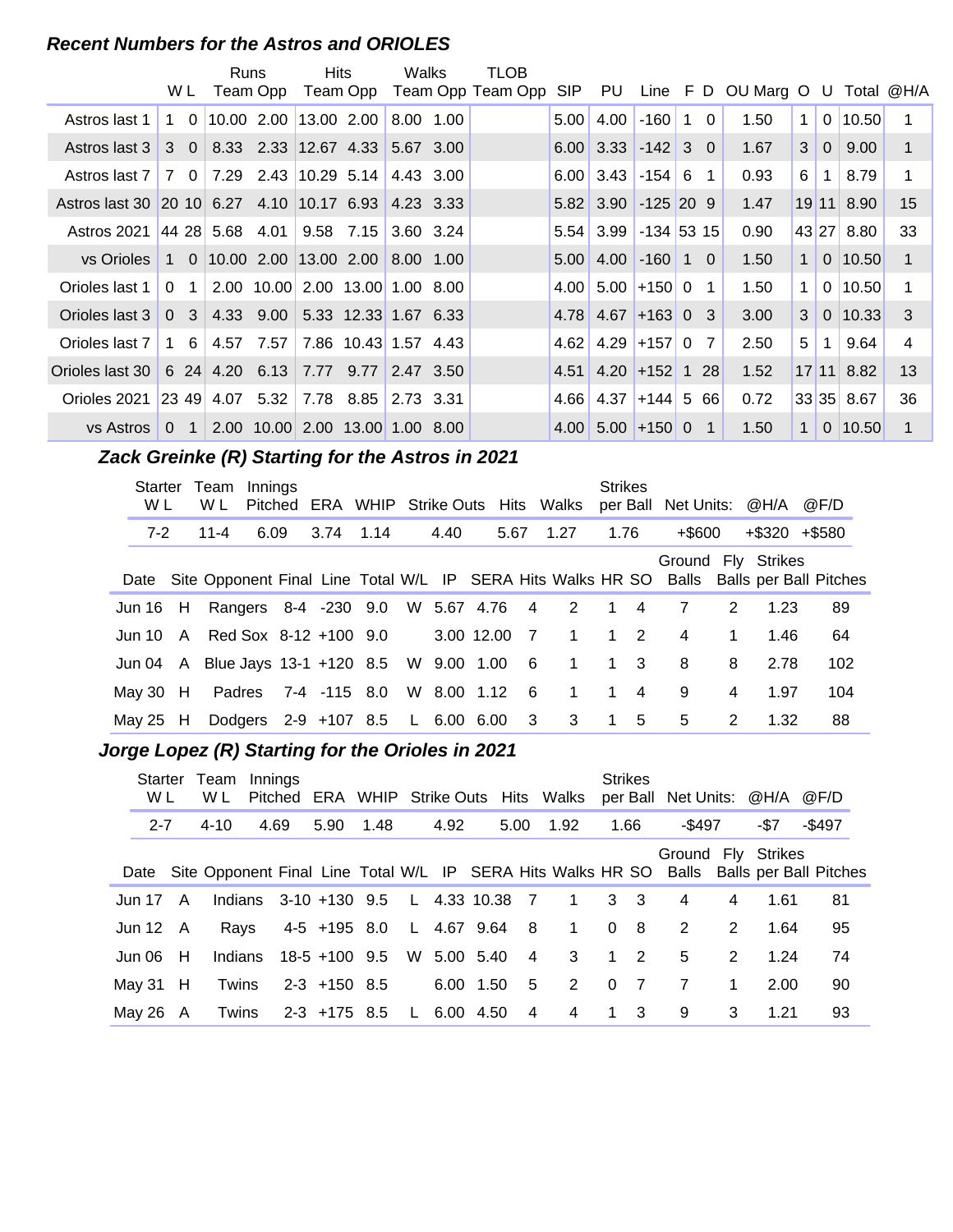### Recent Numbers for the Astros and ORIOLES

| | W | L | Runs Team | Runs Opp | Hits Team | Hits Opp | Walks Team | Walks Opp | TLOB Team | TLOB Opp | SIP | PU | Line | F | D | OU Marg | O | U | Total | @H/A |
|---|---|---|---|---|---|---|---|---|---|---|---|---|---|---|---|---|---|---|---|---|
| Astros last 1 | 1 | 0 | 10.00 | 2.00 | 13.00 | 2.00 | 8.00 | 1.00 | | | 5.00 | 4.00 | -160 | 1 | 0 | 1.50 | 1 | 0 | 10.50 | 1 |
| Astros last 3 | 3 | 0 | 8.33 | 2.33 | 12.67 | 4.33 | 5.67 | 3.00 | | | 6.00 | 3.33 | -142 | 3 | 0 | 1.67 | 3 | 0 | 9.00 | 1 |
| Astros last 7 | 7 | 0 | 7.29 | 2.43 | 10.29 | 5.14 | 4.43 | 3.00 | | | 6.00 | 3.43 | -154 | 6 | 1 | 0.93 | 6 | 1 | 8.79 | 1 |
| Astros last 30 | 20 | 10 | 6.27 | 4.10 | 10.17 | 6.93 | 4.23 | 3.33 | | | 5.82 | 3.90 | -125 | 20 | 9 | 1.47 | 19 | 11 | 8.90 | 15 |
| Astros 2021 | 44 | 28 | 5.68 | 4.01 | 9.58 | 7.15 | 3.60 | 3.24 | | | 5.54 | 3.99 | -134 | 53 | 15 | 0.90 | 43 | 27 | 8.80 | 33 |
| vs Orioles | 1 | 0 | 10.00 | 2.00 | 13.00 | 2.00 | 8.00 | 1.00 | | | 5.00 | 4.00 | -160 | 1 | 0 | 1.50 | 1 | 0 | 10.50 | 1 |
| Orioles last 1 | 0 | 1 | 2.00 | 10.00 | 2.00 | 13.00 | 1.00 | 8.00 | | | 4.00 | 5.00 | +150 | 0 | 1 | 1.50 | 1 | 0 | 10.50 | 1 |
| Orioles last 3 | 0 | 3 | 4.33 | 9.00 | 5.33 | 12.33 | 1.67 | 6.33 | | | 4.78 | 4.67 | +163 | 0 | 3 | 3.00 | 3 | 0 | 10.33 | 3 |
| Orioles last 7 | 1 | 6 | 4.57 | 7.57 | 7.86 | 10.43 | 1.57 | 4.43 | | | 4.62 | 4.29 | +157 | 0 | 7 | 2.50 | 5 | 1 | 9.64 | 4 |
| Orioles last 30 | 6 | 24 | 4.20 | 6.13 | 7.77 | 9.77 | 2.47 | 3.50 | | | 4.51 | 4.20 | +152 | 1 | 28 | 1.52 | 17 | 11 | 8.82 | 13 |
| Orioles 2021 | 23 | 49 | 4.07 | 5.32 | 7.78 | 8.85 | 2.73 | 3.31 | | | 4.66 | 4.37 | +144 | 5 | 66 | 0.72 | 33 | 35 | 8.67 | 36 |
| vs Astros | 0 | 1 | 2.00 | 10.00 | 2.00 | 13.00 | 1.00 | 8.00 | | | 4.00 | 5.00 | +150 | 0 | 1 | 1.50 | 1 | 0 | 10.50 | 1 |

### Zack Greinke (R) Starting for the Astros in 2021

| Starter W L | Team W L | Innings Pitched | ERA | WHIP | Strike Outs | Hits | Walks | Strikes per Ball | Net Units: | @H/A | @F/D |
|---|---|---|---|---|---|---|---|---|---|---|---|
| 7-2 | 11-4 | 6.09 | 3.74 | 1.14 | 4.40 | 5.67 | 1.27 | 1.76 | +$600 | +$320 | +$580 |

| Date | Site | Opponent | Final | Line | Total | W/L | IP | SERA | Hits | Walks | HR | SO | Ground Balls | Fly Balls | Strikes per Ball | Pitches |
|---|---|---|---|---|---|---|---|---|---|---|---|---|---|---|---|---|
| Jun 16 | H | Rangers | 8-4 | -230 | 9.0 | W | 5.67 | 4.76 | 4 | 2 | 1 | 4 | 7 | 2 | 1.23 | 89 |
| Jun 10 | A | Red Sox | 8-12 | +100 | 9.0 | | 3.00 | 12.00 | 7 | 1 | 1 | 2 | 4 | 1 | 1.46 | 64 |
| Jun 04 | A | Blue Jays | 13-1 | +120 | 8.5 | W | 9.00 | 1.00 | 6 | 1 | 1 | 3 | 8 | 8 | 2.78 | 102 |
| May 30 | H | Padres | 7-4 | -115 | 8.0 | W | 8.00 | 1.12 | 6 | 1 | 1 | 4 | 9 | 4 | 1.97 | 104 |
| May 25 | H | Dodgers | 2-9 | +107 | 8.5 | L | 6.00 | 6.00 | 3 | 3 | 1 | 5 | 5 | 2 | 1.32 | 88 |

### Jorge Lopez (R) Starting for the Orioles in 2021

| Starter W L | Team W L | Innings Pitched | ERA | WHIP | Strike Outs | Hits | Walks | Strikes per Ball | Net Units: | @H/A | @F/D |
|---|---|---|---|---|---|---|---|---|---|---|---|
| 2-7 | 4-10 | 4.69 | 5.90 | 1.48 | 4.92 | 5.00 | 1.92 | 1.66 | -$497 | -$7 | -$497 |

| Date | Site | Opponent | Final | Line | Total | W/L | IP | SERA | Hits | Walks | HR | SO | Ground Balls | Fly Balls | Strikes per Ball | Pitches |
|---|---|---|---|---|---|---|---|---|---|---|---|---|---|---|---|---|
| Jun 17 | A | Indians | 3-10 | +130 | 9.5 | L | 4.33 | 10.38 | 7 | 1 | 3 | 3 | 4 | 4 | 1.61 | 81 |
| Jun 12 | A | Rays | 4-5 | +195 | 8.0 | L | 4.67 | 9.64 | 8 | 1 | 0 | 8 | 2 | 2 | 1.64 | 95 |
| Jun 06 | H | Indians | 18-5 | +100 | 9.5 | W | 5.00 | 5.40 | 4 | 3 | 1 | 2 | 5 | 2 | 1.24 | 74 |
| May 31 | H | Twins | 2-3 | +150 | 8.5 | | 6.00 | 1.50 | 5 | 2 | 0 | 7 | 7 | 1 | 2.00 | 90 |
| May 26 | A | Twins | 2-3 | +175 | 8.5 | L | 6.00 | 4.50 | 4 | 4 | 1 | 3 | 9 | 3 | 1.21 | 93 |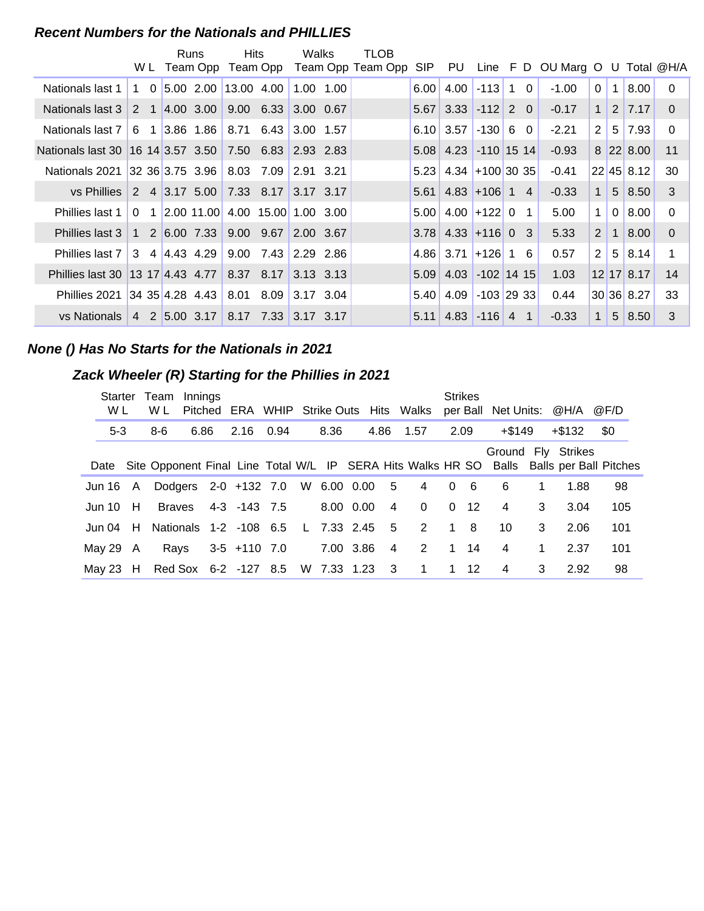### Recent Numbers for the Nationals and PHILLIES

| | W | L | Runs Team | Runs Opp | Hits Team | Hits Opp | Walks Team | Walks Opp | TLOB Team | TLOB Opp | SIP | PU | Line | F | D | OU Marg | O | U | Total | @H/A |
|---|---|---|---|---|---|---|---|---|---|---|---|---|---|---|---|---|---|---|---|---|
| Nationals last 1 | 1 | 0 | 5.00 | 2.00 | 13.00 | 4.00 | 1.00 | 1.00 | | | 6.00 | 4.00 | -113 | 1 | 0 | -1.00 | 0 | 1 | 8.00 | 0 |
| Nationals last 3 | 2 | 1 | 4.00 | 3.00 | 9.00 | 6.33 | 3.00 | 0.67 | | | 5.67 | 3.33 | -112 | 2 | 0 | -0.17 | 1 | 2 | 7.17 | 0 |
| Nationals last 7 | 6 | 1 | 3.86 | 1.86 | 8.71 | 6.43 | 3.00 | 1.57 | | | 6.10 | 3.57 | -130 | 6 | 0 | -2.21 | 2 | 5 | 7.93 | 0 |
| Nationals last 30 | 16 | 14 | 3.57 | 3.50 | 7.50 | 6.83 | 2.93 | 2.83 | | | 5.08 | 4.23 | -110 | 15 | 14 | -0.93 | 8 | 22 | 8.00 | 11 |
| Nationals 2021 | 32 | 36 | 3.75 | 3.96 | 8.03 | 7.09 | 2.91 | 3.21 | | | 5.23 | 4.34 | +100 | 30 | 35 | -0.41 | 22 | 45 | 8.12 | 30 |
| vs Phillies | 2 | 4 | 3.17 | 5.00 | 7.33 | 8.17 | 3.17 | 3.17 | | | 5.61 | 4.83 | +106 | 1 | 4 | -0.33 | 1 | 5 | 8.50 | 3 |
| Phillies last 1 | 0 | 1 | 2.00 | 11.00 | 4.00 | 15.00 | 1.00 | 3.00 | | | 5.00 | 4.00 | +122 | 0 | 1 | 5.00 | 1 | 0 | 8.00 | 0 |
| Phillies last 3 | 1 | 2 | 6.00 | 7.33 | 9.00 | 9.67 | 2.00 | 3.67 | | | 3.78 | 4.33 | +116 | 0 | 3 | 5.33 | 2 | 1 | 8.00 | 0 |
| Phillies last 7 | 3 | 4 | 4.43 | 4.29 | 9.00 | 7.43 | 2.29 | 2.86 | | | 4.86 | 3.71 | +126 | 1 | 6 | 0.57 | 2 | 5 | 8.14 | 1 |
| Phillies last 30 | 13 | 17 | 4.43 | 4.77 | 8.37 | 8.17 | 3.13 | 3.13 | | | 5.09 | 4.03 | -102 | 14 | 15 | 1.03 | 12 | 17 | 8.17 | 14 |
| Phillies 2021 | 34 | 35 | 4.28 | 4.43 | 8.01 | 8.09 | 3.17 | 3.04 | | | 5.40 | 4.09 | -103 | 29 | 33 | 0.44 | 30 | 36 | 8.27 | 33 |
| vs Nationals | 4 | 2 | 5.00 | 3.17 | 8.17 | 7.33 | 3.17 | 3.17 | | | 5.11 | 4.83 | -116 | 4 | 1 | -0.33 | 1 | 5 | 8.50 | 3 |

### None () Has No Starts for the Nationals in 2021

### Zack Wheeler (R) Starting for the Phillies in 2021

| Starter W L | Team W L | Innings Pitched | ERA | WHIP | Strike Outs | Hits | Walks | Strikes per Ball | Net Units: | @H/A | @F/D |
|---|---|---|---|---|---|---|---|---|---|---|---|
| 5-3 | 8-6 | 6.86 | 2.16 | 0.94 | 8.36 | 4.86 | 1.57 | 2.09 | +$149 | +$132 | $0 |

| Date | Site | Opponent | Final | Line | Total | W/L | IP | SERA | Hits | Walks | HR | SO | Ground Balls | Fly Balls | Strikes per Ball | Pitches |
|---|---|---|---|---|---|---|---|---|---|---|---|---|---|---|---|---|
| Jun 16 | A | Dodgers | 2-0 | +132 | 7.0 | W | 6.00 | 0.00 | 5 | 4 | 0 | 6 | 6 | 1 | 1.88 | 98 |
| Jun 10 | H | Braves | 4-3 | -143 | 7.5 | | 8.00 | 0.00 | 4 | 0 | 0 | 12 | 4 | 3 | 3.04 | 105 |
| Jun 04 | H | Nationals | 1-2 | -108 | 6.5 | L | 7.33 | 2.45 | 5 | 2 | 1 | 8 | 10 | 3 | 2.06 | 101 |
| May 29 | A | Rays | 3-5 | +110 | 7.0 | | 7.00 | 3.86 | 4 | 2 | 1 | 14 | 4 | 1 | 2.37 | 101 |
| May 23 | H | Red Sox | 6-2 | -127 | 8.5 | W | 7.33 | 1.23 | 3 | 1 | 1 | 12 | 4 | 3 | 2.92 | 98 |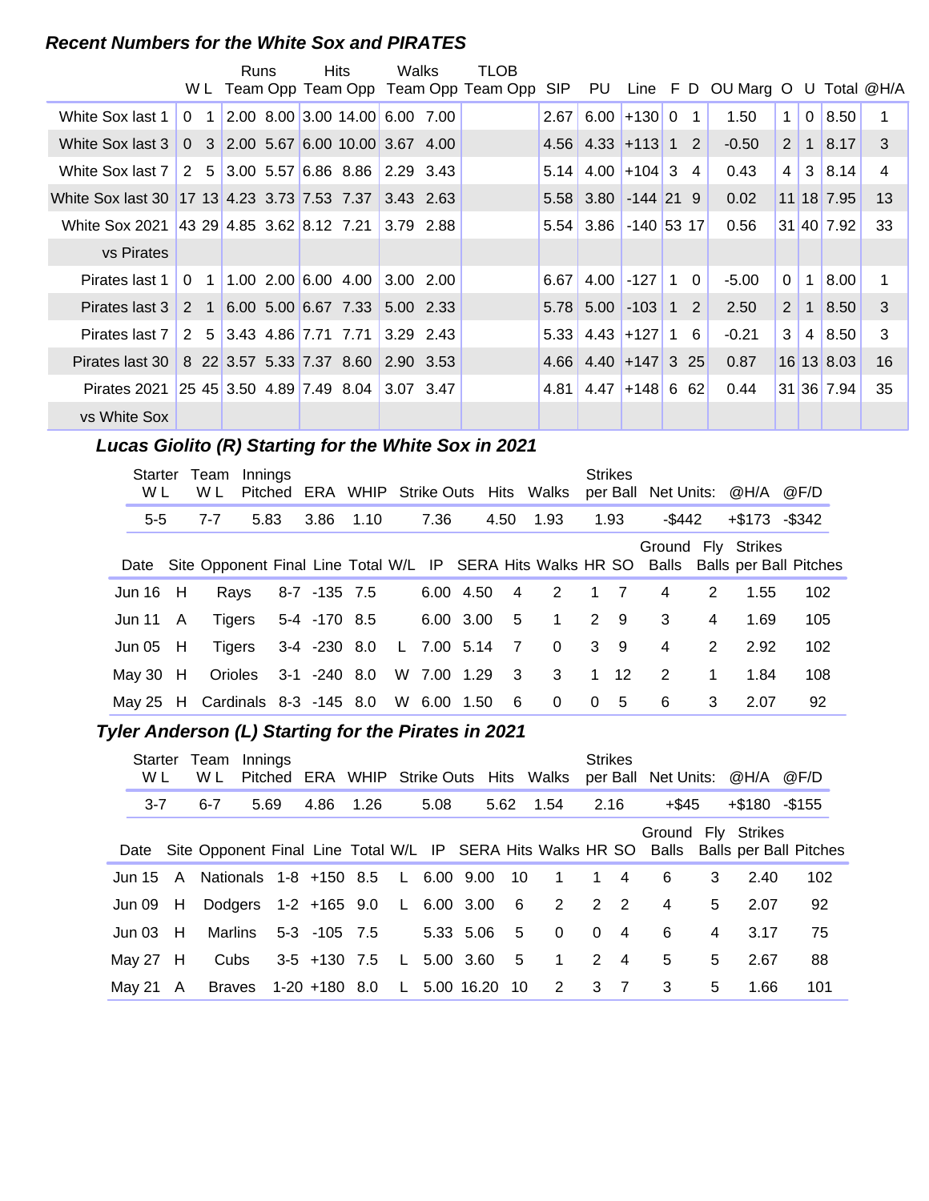### Recent Numbers for the White Sox and PIRATES

| | W | L | Runs Team | Runs Opp | Hits Team | Hits Opp | Walks Team | Walks Opp | TLOB Team | TLOB Opp | SIP | PU | Line | F | D | OU Marg | O | U | Total | @H/A |
|---|---|---|---|---|---|---|---|---|---|---|---|---|---|---|---|---|---|---|---|---|
| White Sox last 1 | 0 | 1 | 2.00 | 8.00 | 3.00 | 14.00 | 6.00 | 7.00 | | | 2.67 | 6.00 | +130 | 0 | 1 | 1.50 | 1 | 0 | 8.50 | 1 |
| White Sox last 3 | 0 | 3 | 2.00 | 5.67 | 6.00 | 10.00 | 3.67 | 4.00 | | | 4.56 | 4.33 | +113 | 1 | 2 | -0.50 | 2 | 1 | 8.17 | 3 |
| White Sox last 7 | 2 | 5 | 3.00 | 5.57 | 6.86 | 8.86 | 2.29 | 3.43 | | | 5.14 | 4.00 | +104 | 3 | 4 | 0.43 | 4 | 3 | 8.14 | 4 |
| White Sox last 30 | 17 | 13 | 4.23 | 3.73 | 7.53 | 7.37 | 3.43 | 2.63 | | | 5.58 | 3.80 | -144 | 21 | 9 | 0.02 | 11 | 18 | 7.95 | 13 |
| White Sox 2021 | 43 | 29 | 4.85 | 3.62 | 8.12 | 7.21 | 3.79 | 2.88 | | | 5.54 | 3.86 | -140 | 53 | 17 | 0.56 | 31 | 40 | 7.92 | 33 |
| vs Pirates | | | | | | | | | | | | | | | | | | | | |
| Pirates last 1 | 0 | 1 | 1.00 | 2.00 | 6.00 | 4.00 | 3.00 | 2.00 | | | 6.67 | 4.00 | -127 | 1 | 0 | -5.00 | 0 | 1 | 8.00 | 1 |
| Pirates last 3 | 2 | 1 | 6.00 | 5.00 | 6.67 | 7.33 | 5.00 | 2.33 | | | 5.78 | 5.00 | -103 | 1 | 2 | 2.50 | 2 | 1 | 8.50 | 3 |
| Pirates last 7 | 2 | 5 | 3.43 | 4.86 | 7.71 | 7.71 | 3.29 | 2.43 | | | 5.33 | 4.43 | +127 | 1 | 6 | -0.21 | 3 | 4 | 8.50 | 3 |
| Pirates last 30 | 8 | 22 | 3.57 | 5.33 | 7.37 | 8.60 | 2.90 | 3.53 | | | 4.66 | 4.40 | +147 | 3 | 25 | 0.87 | 16 | 13 | 8.03 | 16 |
| Pirates 2021 | 25 | 45 | 3.50 | 4.89 | 7.49 | 8.04 | 3.07 | 3.47 | | | 4.81 | 4.47 | +148 | 6 | 62 | 0.44 | 31 | 36 | 7.94 | 35 |
| vs White Sox | | | | | | | | | | | | | | | | | | | | |

### Lucas Giolito (R) Starting for the White Sox in 2021

| Starter W L | Team W L | Innings Pitched | ERA | WHIP | Strike Outs | Hits | Walks | Strikes per Ball | Net Units: | @H/A | @F/D |
|---|---|---|---|---|---|---|---|---|---|---|---|
| 5-5 | 7-7 | 5.83 | 3.86 | 1.10 | 7.36 | 4.50 | 1.93 | 1.93 | -$442 | +$173 | -$342 |

| Date | Site | Opponent | Final | Line | Total | W/L | IP | SERA | Hits | Walks | HR | SO | Ground Balls | Fly Balls | Strikes per Ball | Pitches |
|---|---|---|---|---|---|---|---|---|---|---|---|---|---|---|---|---|
| Jun 16 | H | Rays | 8-7 | -135 | 7.5 | | 6.00 | 4.50 | 4 | 2 | 1 | 7 | 4 | 2 | 1.55 | 102 |
| Jun 11 | A | Tigers | 5-4 | -170 | 8.5 | | 6.00 | 3.00 | 5 | 1 | 2 | 9 | 3 | 4 | 1.69 | 105 |
| Jun 05 | H | Tigers | 3-4 | -230 | 8.0 | L | 7.00 | 5.14 | 7 | 0 | 3 | 9 | 4 | 2 | 2.92 | 102 |
| May 30 | H | Orioles | 3-1 | -240 | 8.0 | W | 7.00 | 1.29 | 3 | 3 | 1 | 12 | 2 | 1 | 1.84 | 108 |
| May 25 | H | Cardinals | 8-3 | -145 | 8.0 | W | 6.00 | 1.50 | 6 | 0 | 0 | 5 | 6 | 3 | 2.07 | 92 |

### Tyler Anderson (L) Starting for the Pirates in 2021

| Starter W L | Team W L | Innings Pitched | ERA | WHIP | Strike Outs | Hits | Walks | Strikes per Ball | Net Units: | @H/A | @F/D |
|---|---|---|---|---|---|---|---|---|---|---|---|
| 3-7 | 6-7 | 5.69 | 4.86 | 1.26 | 5.08 | 5.62 | 1.54 | 2.16 | +$45 | +$180 | -$155 |

| Date | Site | Opponent | Final | Line | Total | W/L | IP | SERA | Hits | Walks | HR | SO | Ground Balls | Fly Balls | Strikes per Ball | Pitches |
|---|---|---|---|---|---|---|---|---|---|---|---|---|---|---|---|---|
| Jun 15 | A | Nationals | 1-8 | +150 | 8.5 | L | 6.00 | 9.00 | 10 | 1 | 1 | 4 | 6 | 3 | 2.40 | 102 |
| Jun 09 | H | Dodgers | 1-2 | +165 | 9.0 | L | 6.00 | 3.00 | 6 | 2 | 2 | 2 | 4 | 5 | 2.07 | 92 |
| Jun 03 | H | Marlins | 5-3 | -105 | 7.5 | | 5.33 | 5.06 | 5 | 0 | 0 | 4 | 6 | 4 | 3.17 | 75 |
| May 27 | H | Cubs | 3-5 | +130 | 7.5 | L | 5.00 | 3.60 | 5 | 1 | 2 | 4 | 5 | 5 | 2.67 | 88 |
| May 21 | A | Braves | 1-20 | +180 | 8.0 | L | 5.00 | 16.20 | 10 | 2 | 3 | 7 | 3 | 5 | 1.66 | 101 |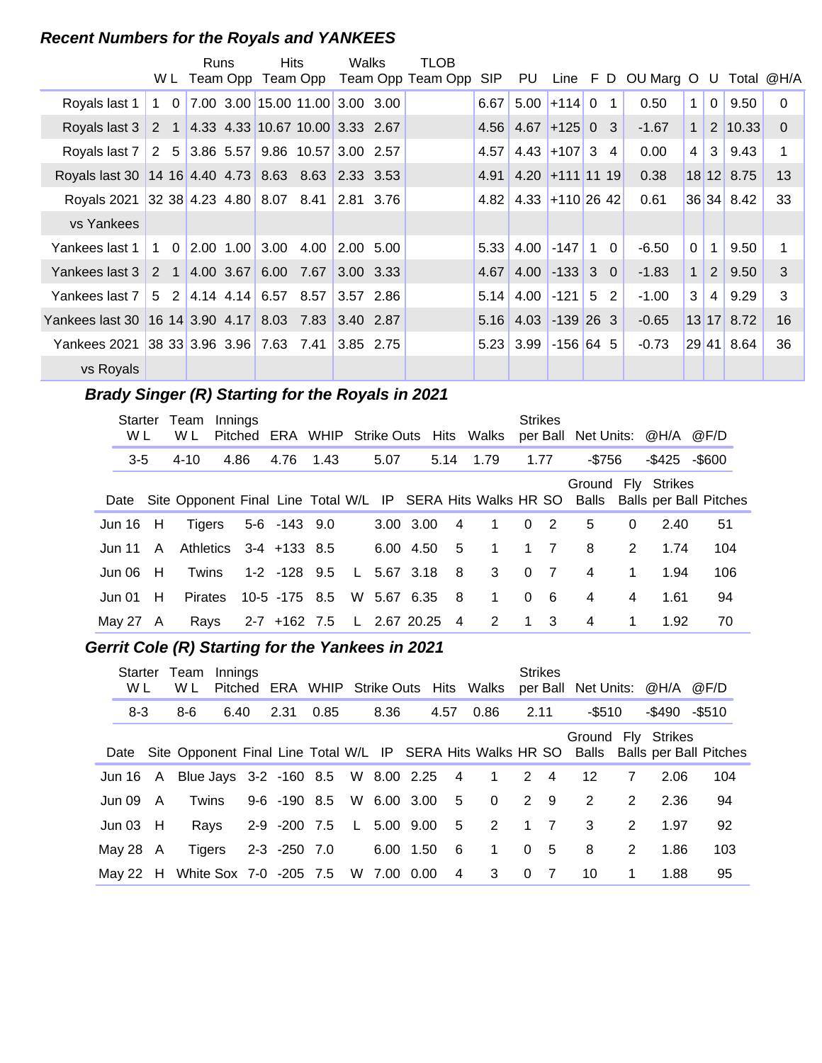### *Recent Numbers for the Royals and YANKEES*

| | W | L | Runs Team | Runs Opp | Hits Team | Hits Opp | Walks Team | Walks Opp | TLOB Team | TLOB Opp | SIP | PU | Line | F | D | OU Marg | O | U | Total | @H/A |
|---|---|---|---|---|---|---|---|---|---|---|---|---|---|---|---|---|---|---|---|---|
| Royals last 1 | 1 | 0 | 7.00 | 3.00 | 15.00 | 11.00 | 3.00 | 3.00 | | | 6.67 | 5.00 | +114 | 0 | 1 | 0.50 | 1 | 0 | 9.50 | 0 |
| Royals last 3 | 2 | 1 | 4.33 | 4.33 | 10.67 | 10.00 | 3.33 | 2.67 | | | 4.56 | 4.67 | +125 | 0 | 3 | -1.67 | 1 | 2 | 10.33 | 0 |
| Royals last 7 | 2 | 5 | 3.86 | 5.57 | 9.86 | 10.57 | 3.00 | 2.57 | | | 4.57 | 4.43 | +107 | 3 | 4 | 0.00 | 4 | 3 | 9.43 | 1 |
| Royals last 30 | 14 | 16 | 4.40 | 4.73 | 8.63 | 8.63 | 2.33 | 3.53 | | | 4.91 | 4.20 | +111 | 11 | 19 | 0.38 | 18 | 12 | 8.75 | 13 |
| Royals 2021 | 32 | 38 | 4.23 | 4.80 | 8.07 | 8.41 | 2.81 | 3.76 | | | 4.82 | 4.33 | +110 | 26 | 42 | 0.61 | 36 | 34 | 8.42 | 33 |
| vs Yankees | | | | | | | | | | | | | | | | | | | | |
| Yankees last 1 | 1 | 0 | 2.00 | 1.00 | 3.00 | 4.00 | 2.00 | 5.00 | | | 5.33 | 4.00 | -147 | 1 | 0 | -6.50 | 0 | 1 | 9.50 | 1 |
| Yankees last 3 | 2 | 1 | 4.00 | 3.67 | 6.00 | 7.67 | 3.00 | 3.33 | | | 4.67 | 4.00 | -133 | 3 | 0 | -1.83 | 1 | 2 | 9.50 | 3 |
| Yankees last 7 | 5 | 2 | 4.14 | 4.14 | 6.57 | 8.57 | 3.57 | 2.86 | | | 5.14 | 4.00 | -121 | 5 | 2 | -1.00 | 3 | 4 | 9.29 | 3 |
| Yankees last 30 | 16 | 14 | 3.90 | 4.17 | 8.03 | 7.83 | 3.40 | 2.87 | | | 5.16 | 4.03 | -139 | 26 | 3 | -0.65 | 13 | 17 | 8.72 | 16 |
| Yankees 2021 | 38 | 33 | 3.96 | 3.96 | 7.63 | 7.41 | 3.85 | 2.75 | | | 5.23 | 3.99 | -156 | 64 | 5 | -0.73 | 29 | 41 | 8.64 | 36 |
| vs Royals | | | | | | | | | | | | | | | | | | | | |

### *Brady Singer (R) Starting for the Royals in 2021*

| Starter W L | Team W L | Innings Pitched | ERA | WHIP | Strike Outs | Hits | Walks | Strikes per Ball | Net Units: | @H/A | @F/D |
|---|---|---|---|---|---|---|---|---|---|---|---|
| 3-5 | 4-10 | 4.86 | 4.76 | 1.43 | 5.07 | 5.14 | 1.79 | 1.77 | -$756 | -$425 | -$600 |

| Date | Site | Opponent | Final | Line | Total | W/L | IP | SERA | Hits | Walks | HR | SO | Ground Balls | Fly Balls | Strikes per Ball | Pitches |
|---|---|---|---|---|---|---|---|---|---|---|---|---|---|---|---|---|
| Jun 16 | H | Tigers | 5-6 | -143 | 9.0 | | 3.00 | 3.00 | 4 | 1 | 0 | 2 | 5 | 0 | 2.40 | 51 |
| Jun 11 | A | Athletics | 3-4 | +133 | 8.5 | | 6.00 | 4.50 | 5 | 1 | 1 | 7 | 8 | 2 | 1.74 | 104 |
| Jun 06 | H | Twins | 1-2 | -128 | 9.5 | L | 5.67 | 3.18 | 8 | 3 | 0 | 7 | 4 | 1 | 1.94 | 106 |
| Jun 01 | H | Pirates | 10-5 | -175 | 8.5 | W | 5.67 | 6.35 | 8 | 1 | 0 | 6 | 4 | 4 | 1.61 | 94 |
| May 27 | A | Rays | 2-7 | +162 | 7.5 | L | 2.67 | 20.25 | 4 | 2 | 1 | 3 | 4 | 1 | 1.92 | 70 |

### *Gerrit Cole (R) Starting for the Yankees in 2021*

| Starter W L | Team W L | Innings Pitched | ERA | WHIP | Strike Outs | Hits | Walks | Strikes per Ball | Net Units: | @H/A | @F/D |
|---|---|---|---|---|---|---|---|---|---|---|---|
| 8-3 | 8-6 | 6.40 | 2.31 | 0.85 | 8.36 | 4.57 | 0.86 | 2.11 | -$510 | -$490 | -$510 |

| Date | Site | Opponent | Final | Line | Total | W/L | IP | SERA | Hits | Walks | HR | SO | Ground Balls | Fly Balls | Strikes per Ball | Pitches |
|---|---|---|---|---|---|---|---|---|---|---|---|---|---|---|---|---|
| Jun 16 | A | Blue Jays | 3-2 | -160 | 8.5 | W | 8.00 | 2.25 | 4 | 1 | 2 | 4 | 12 | 7 | 2.06 | 104 |
| Jun 09 | A | Twins | 9-6 | -190 | 8.5 | W | 6.00 | 3.00 | 5 | 0 | 2 | 9 | 2 | 2 | 2.36 | 94 |
| Jun 03 | H | Rays | 2-9 | -200 | 7.5 | L | 5.00 | 9.00 | 5 | 2 | 1 | 7 | 3 | 2 | 1.97 | 92 |
| May 28 | A | Tigers | 2-3 | -250 | 7.0 | | 6.00 | 1.50 | 6 | 1 | 0 | 5 | 8 | 2 | 1.86 | 103 |
| May 22 | H | White Sox | 7-0 | -205 | 7.5 | W | 7.00 | 0.00 | 4 | 3 | 0 | 7 | 10 | 1 | 1.88 | 95 |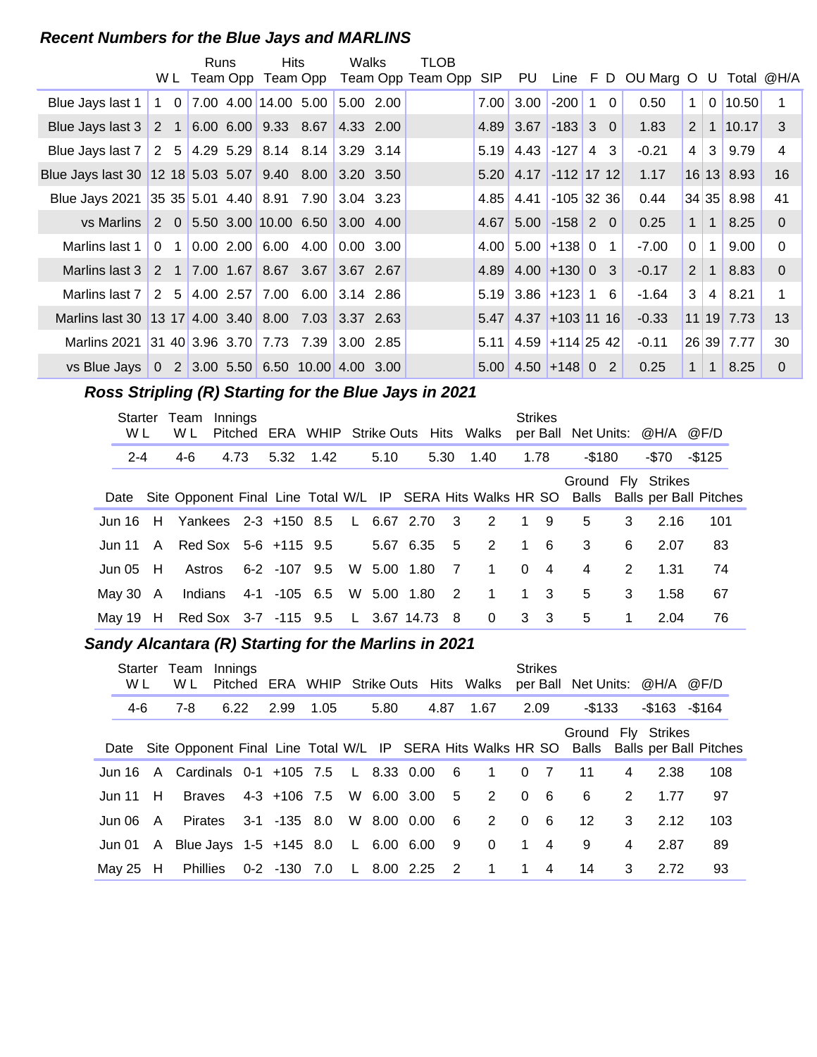### *Recent Numbers for the Blue Jays and MARLINS*

| | W | L | Runs Team | Runs Opp | Hits Team | Hits Opp | Walks Team | Walks Opp | TLOB Team | TLOB Opp | SIP | PU | Line | F | D | OU Marg | O | U | Total | @H/A |
|---|---|---|---|---|---|---|---|---|---|---|---|---|---|---|---|---|---|---|---|---|
| Blue Jays last 1 | 1 | 0 | 7.00 | 4.00 | 14.00 | 5.00 | 5.00 | 2.00 | | | 7.00 | 3.00 | -200 | 1 | 0 | 0.50 | 1 | 0 | 10.50 | 1 |
| Blue Jays last 3 | 2 | 1 | 6.00 | 6.00 | 9.33 | 8.67 | 4.33 | 2.00 | | | 4.89 | 3.67 | -183 | 3 | 0 | 1.83 | 2 | 1 | 10.17 | 3 |
| Blue Jays last 7 | 2 | 5 | 4.29 | 5.29 | 8.14 | 8.14 | 3.29 | 3.14 | | | 5.19 | 4.43 | -127 | 4 | 3 | -0.21 | 4 | 3 | 9.79 | 4 |
| Blue Jays last 30 | 12 | 18 | 5.03 | 5.07 | 9.40 | 8.00 | 3.20 | 3.50 | | | 5.20 | 4.17 | -112 | 17 | 12 | 1.17 | 16 | 13 | 8.93 | 16 |
| Blue Jays 2021 | 35 | 35 | 5.01 | 4.40 | 8.91 | 7.90 | 3.04 | 3.23 | | | 4.85 | 4.41 | -105 | 32 | 36 | 0.44 | 34 | 35 | 8.98 | 41 |
| vs Marlins | 2 | 0 | 5.50 | 3.00 | 10.00 | 6.50 | 3.00 | 4.00 | | | 4.67 | 5.00 | -158 | 2 | 0 | 0.25 | 1 | 1 | 8.25 | 0 |
| Marlins last 1 | 0 | 1 | 0.00 | 2.00 | 6.00 | 4.00 | 0.00 | 3.00 | | | 4.00 | 5.00 | +138 | 0 | 1 | -7.00 | 0 | 1 | 9.00 | 0 |
| Marlins last 3 | 2 | 1 | 7.00 | 1.67 | 8.67 | 3.67 | 3.67 | 2.67 | | | 4.89 | 4.00 | +130 | 0 | 3 | -0.17 | 2 | 1 | 8.83 | 0 |
| Marlins last 7 | 2 | 5 | 4.00 | 2.57 | 7.00 | 6.00 | 3.14 | 2.86 | | | 5.19 | 3.86 | +123 | 1 | 6 | -1.64 | 3 | 4 | 8.21 | 1 |
| Marlins last 30 | 13 | 17 | 4.00 | 3.40 | 8.00 | 7.03 | 3.37 | 2.63 | | | 5.47 | 4.37 | +103 | 11 | 16 | -0.33 | 11 | 19 | 7.73 | 13 |
| Marlins 2021 | 31 | 40 | 3.96 | 3.70 | 7.73 | 7.39 | 3.00 | 2.85 | | | 5.11 | 4.59 | +114 | 25 | 42 | -0.11 | 26 | 39 | 7.77 | 30 |
| vs Blue Jays | 0 | 2 | 3.00 | 5.50 | 6.50 | 10.00 | 4.00 | 3.00 | | | 5.00 | 4.50 | +148 | 0 | 2 | 0.25 | 1 | 1 | 8.25 | 0 |

### *Ross Stripling (R) Starting for the Blue Jays in 2021*

| Starter W L | Team W L | Innings Pitched | ERA | WHIP | Strike Outs | Hits | Walks | Strikes per Ball | Net Units: | @H/A | @F/D |
|---|---|---|---|---|---|---|---|---|---|---|---|
| 2-4 | 4-6 | 4.73 | 5.32 | 1.42 | 5.10 | 5.30 | 1.40 | 1.78 | -$180 | -$70 | -$125 |

| Date | Site | Opponent | Final | Line | Total | W/L | IP | SERA | Hits | Walks | HR | SO | Ground Balls | Fly Balls | Strikes per Ball | Pitches |
|---|---|---|---|---|---|---|---|---|---|---|---|---|---|---|---|---|
| Jun 16 | H | Yankees | 2-3 | +150 | 8.5 | L | 6.67 | 2.70 | 3 | 2 | 1 | 9 | 5 | 3 | 2.16 | 101 |
| Jun 11 | A | Red Sox | 5-6 | +115 | 9.5 | | 5.67 | 6.35 | 5 | 2 | 1 | 6 | 3 | 6 | 2.07 | 83 |
| Jun 05 | H | Astros | 6-2 | -107 | 9.5 | W | 5.00 | 1.80 | 7 | 1 | 0 | 4 | 4 | 2 | 1.31 | 74 |
| May 30 | A | Indians | 4-1 | -105 | 6.5 | W | 5.00 | 1.80 | 2 | 1 | 1 | 3 | 5 | 3 | 1.58 | 67 |
| May 19 | H | Red Sox | 3-7 | -115 | 9.5 | L | 3.67 | 14.73 | 8 | 0 | 3 | 3 | 5 | 1 | 2.04 | 76 |

### *Sandy Alcantara (R) Starting for the Marlins in 2021*

| Starter W L | Team W L | Innings Pitched | ERA | WHIP | Strike Outs | Hits | Walks | Strikes per Ball | Net Units: | @H/A | @F/D |
|---|---|---|---|---|---|---|---|---|---|---|---|
| 4-6 | 7-8 | 6.22 | 2.99 | 1.05 | 5.80 | 4.87 | 1.67 | 2.09 | -$133 | -$163 | -$164 |

| Date | Site | Opponent | Final | Line | Total | W/L | IP | SERA | Hits | Walks | HR | SO | Ground Balls | Fly Balls | Strikes per Ball | Pitches |
|---|---|---|---|---|---|---|---|---|---|---|---|---|---|---|---|---|
| Jun 16 | A | Cardinals | 0-1 | +105 | 7.5 | L | 8.33 | 0.00 | 6 | 1 | 0 | 7 | 11 | 4 | 2.38 | 108 |
| Jun 11 | H | Braves | 4-3 | +106 | 7.5 | W | 6.00 | 3.00 | 5 | 2 | 0 | 6 | 6 | 2 | 1.77 | 97 |
| Jun 06 | A | Pirates | 3-1 | -135 | 8.0 | W | 8.00 | 0.00 | 6 | 2 | 0 | 6 | 12 | 3 | 2.12 | 103 |
| Jun 01 | A | Blue Jays | 1-5 | +145 | 8.0 | L | 6.00 | 6.00 | 9 | 0 | 1 | 4 | 9 | 4 | 2.87 | 89 |
| May 25 | H | Phillies | 0-2 | -130 | 7.0 | L | 8.00 | 2.25 | 2 | 1 | 1 | 4 | 14 | 3 | 2.72 | 93 |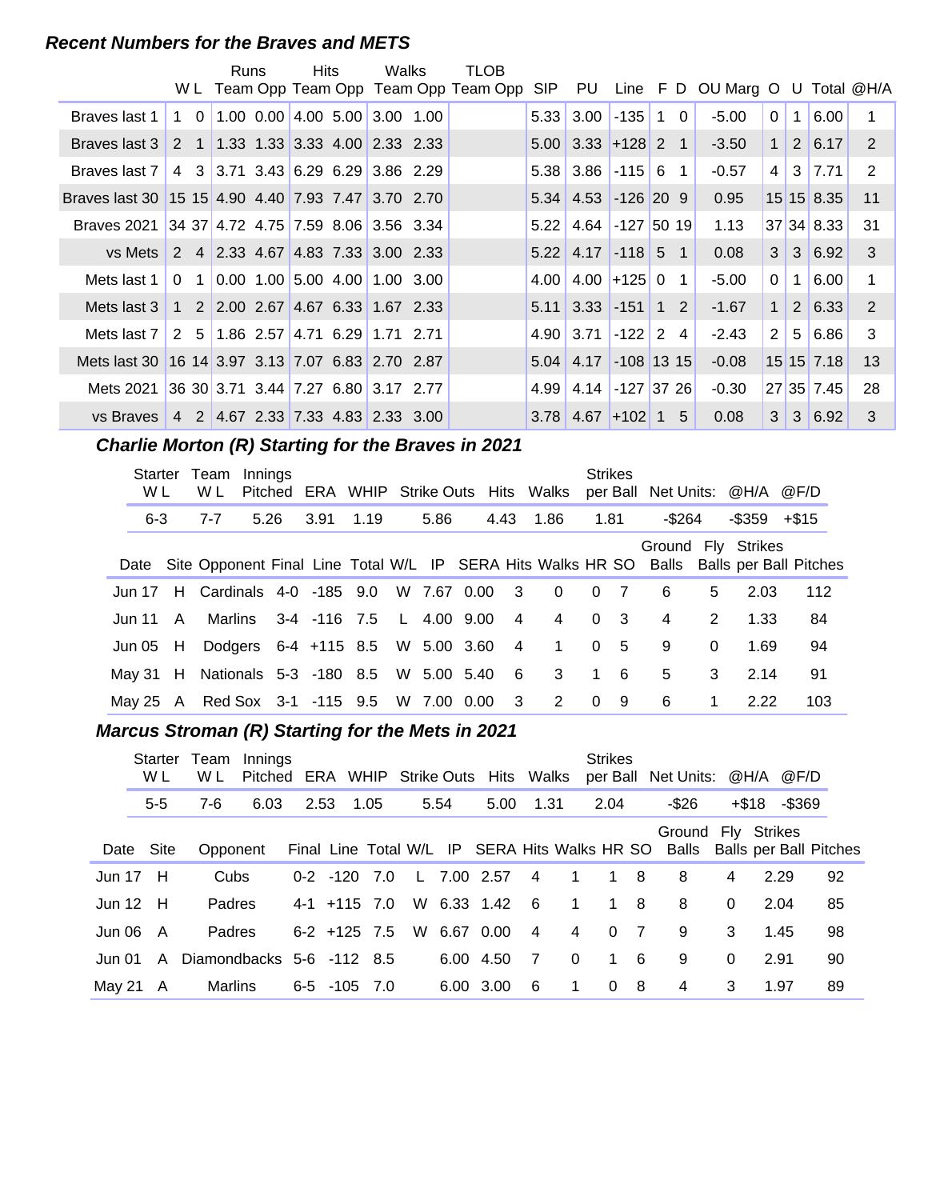### Recent Numbers for the Braves and METS

| | W | L | Runs Team | Runs Opp | Hits Team | Hits Opp | Walks Team | Walks Opp | TLOB Team | TLOB Opp | SIP | PU | Line | F | D | OU Marg | O | U | Total | @H/A |
|---|---|---|---|---|---|---|---|---|---|---|---|---|---|---|---|---|---|---|---|---|
| Braves last 1 | 1 | 0 | 1.00 | 0.00 | 4.00 | 5.00 | 3.00 | 1.00 | | | 5.33 | 3.00 | -135 | 1 | 0 | -5.00 | 0 | 1 | 6.00 | 1 |
| Braves last 3 | 2 | 1 | 1.33 | 1.33 | 3.33 | 4.00 | 2.33 | 2.33 | | | 5.00 | 3.33 | +128 | 2 | 1 | -3.50 | 1 | 2 | 6.17 | 2 |
| Braves last 7 | 4 | 3 | 3.71 | 3.43 | 6.29 | 6.29 | 3.86 | 2.29 | | | 5.38 | 3.86 | -115 | 6 | 1 | -0.57 | 4 | 3 | 7.71 | 2 |
| Braves last 30 | 15 | 15 | 4.90 | 4.40 | 7.93 | 7.47 | 3.70 | 2.70 | | | 5.34 | 4.53 | -126 | 20 | 9 | 0.95 | 15 | 15 | 8.35 | 11 |
| Braves 2021 | 34 | 37 | 4.72 | 4.75 | 7.59 | 8.06 | 3.56 | 3.34 | | | 5.22 | 4.64 | -127 | 50 | 19 | 1.13 | 37 | 34 | 8.33 | 31 |
| vs Mets | 2 | 4 | 2.33 | 4.67 | 4.83 | 7.33 | 3.00 | 2.33 | | | 5.22 | 4.17 | -118 | 5 | 1 | 0.08 | 3 | 3 | 6.92 | 3 |
| Mets last 1 | 0 | 1 | 0.00 | 1.00 | 5.00 | 4.00 | 1.00 | 3.00 | | | 4.00 | 4.00 | +125 | 0 | 1 | -5.00 | 0 | 1 | 6.00 | 1 |
| Mets last 3 | 1 | 2 | 2.00 | 2.67 | 4.67 | 6.33 | 1.67 | 2.33 | | | 5.11 | 3.33 | -151 | 1 | 2 | -1.67 | 1 | 2 | 6.33 | 2 |
| Mets last 7 | 2 | 5 | 1.86 | 2.57 | 4.71 | 6.29 | 1.71 | 2.71 | | | 4.90 | 3.71 | -122 | 2 | 4 | -2.43 | 2 | 5 | 6.86 | 3 |
| Mets last 30 | 16 | 14 | 3.97 | 3.13 | 7.07 | 6.83 | 2.70 | 2.87 | | | 5.04 | 4.17 | -108 | 13 | 15 | -0.08 | 15 | 15 | 7.18 | 13 |
| Mets 2021 | 36 | 30 | 3.71 | 3.44 | 7.27 | 6.80 | 3.17 | 2.77 | | | 4.99 | 4.14 | -127 | 37 | 26 | -0.30 | 27 | 35 | 7.45 | 28 |
| vs Braves | 4 | 2 | 4.67 | 2.33 | 7.33 | 4.83 | 2.33 | 3.00 | | | 3.78 | 4.67 | +102 | 1 | 5 | 0.08 | 3 | 3 | 6.92 | 3 |

### Charlie Morton (R) Starting for the Braves in 2021

| Starter W L | Team W L | Innings Pitched | ERA | WHIP | Strike Outs | Hits | Walks | Strikes per Ball | Net Units: | @H/A | @F/D |
|---|---|---|---|---|---|---|---|---|---|---|---|
| 6-3 | 7-7 | 5.26 | 3.91 | 1.19 | 5.86 | 4.43 | 1.86 | 1.81 | -$264 | -$359 | +$15 |

| Date | Site | Opponent | Final | Line | Total | W/L | IP | SERA | Hits | Walks | HR | SO | Ground Balls | Fly Balls | Strikes per Ball | Pitches |
|---|---|---|---|---|---|---|---|---|---|---|---|---|---|---|---|---|
| Jun 17 | H | Cardinals | 4-0 | -185 | 9.0 | W | 7.67 | 0.00 | 3 | 0 | 0 | 7 | 6 | 5 | 2.03 | 112 |
| Jun 11 | A | Marlins | 3-4 | -116 | 7.5 | L | 4.00 | 9.00 | 4 | 4 | 0 | 3 | 4 | 2 | 1.33 | 84 |
| Jun 05 | H | Dodgers | 6-4 | +115 | 8.5 | W | 5.00 | 3.60 | 4 | 1 | 0 | 5 | 9 | 0 | 1.69 | 94 |
| May 31 | H | Nationals | 5-3 | -180 | 8.5 | W | 5.00 | 5.40 | 6 | 3 | 1 | 6 | 5 | 3 | 2.14 | 91 |
| May 25 | A | Red Sox | 3-1 | -115 | 9.5 | W | 7.00 | 0.00 | 3 | 2 | 0 | 9 | 6 | 1 | 2.22 | 103 |

### Marcus Stroman (R) Starting for the Mets in 2021

| Starter W L | Team W L | Innings Pitched | ERA | WHIP | Strike Outs | Hits | Walks | Strikes per Ball | Net Units: | @H/A | @F/D |
|---|---|---|---|---|---|---|---|---|---|---|---|
| 5-5 | 7-6 | 6.03 | 2.53 | 1.05 | 5.54 | 5.00 | 1.31 | 2.04 | -$26 | +$18 | -$369 |

| Date | Site | Opponent | Final | Line | Total | W/L | IP | SERA | Hits | Walks | HR | SO | Ground Balls | Fly Balls | Strikes per Ball | Pitches |
|---|---|---|---|---|---|---|---|---|---|---|---|---|---|---|---|---|
| Jun 17 | H | Cubs | 0-2 | -120 | 7.0 | L | 7.00 | 2.57 | 4 | 1 | 1 | 8 | 8 | 4 | 2.29 | 92 |
| Jun 12 | H | Padres | 4-1 | +115 | 7.0 | W | 6.33 | 1.42 | 6 | 1 | 1 | 8 | 8 | 0 | 2.04 | 85 |
| Jun 06 | A | Padres | 6-2 | +125 | 7.5 | W | 6.67 | 0.00 | 4 | 4 | 0 | 7 | 9 | 3 | 1.45 | 98 |
| Jun 01 | A | Diamondbacks | 5-6 | -112 | 8.5 | | 6.00 | 4.50 | 7 | 0 | 1 | 6 | 9 | 0 | 2.91 | 90 |
| May 21 | A | Marlins | 6-5 | -105 | 7.0 | | 6.00 | 3.00 | 6 | 1 | 0 | 8 | 4 | 3 | 1.97 | 89 |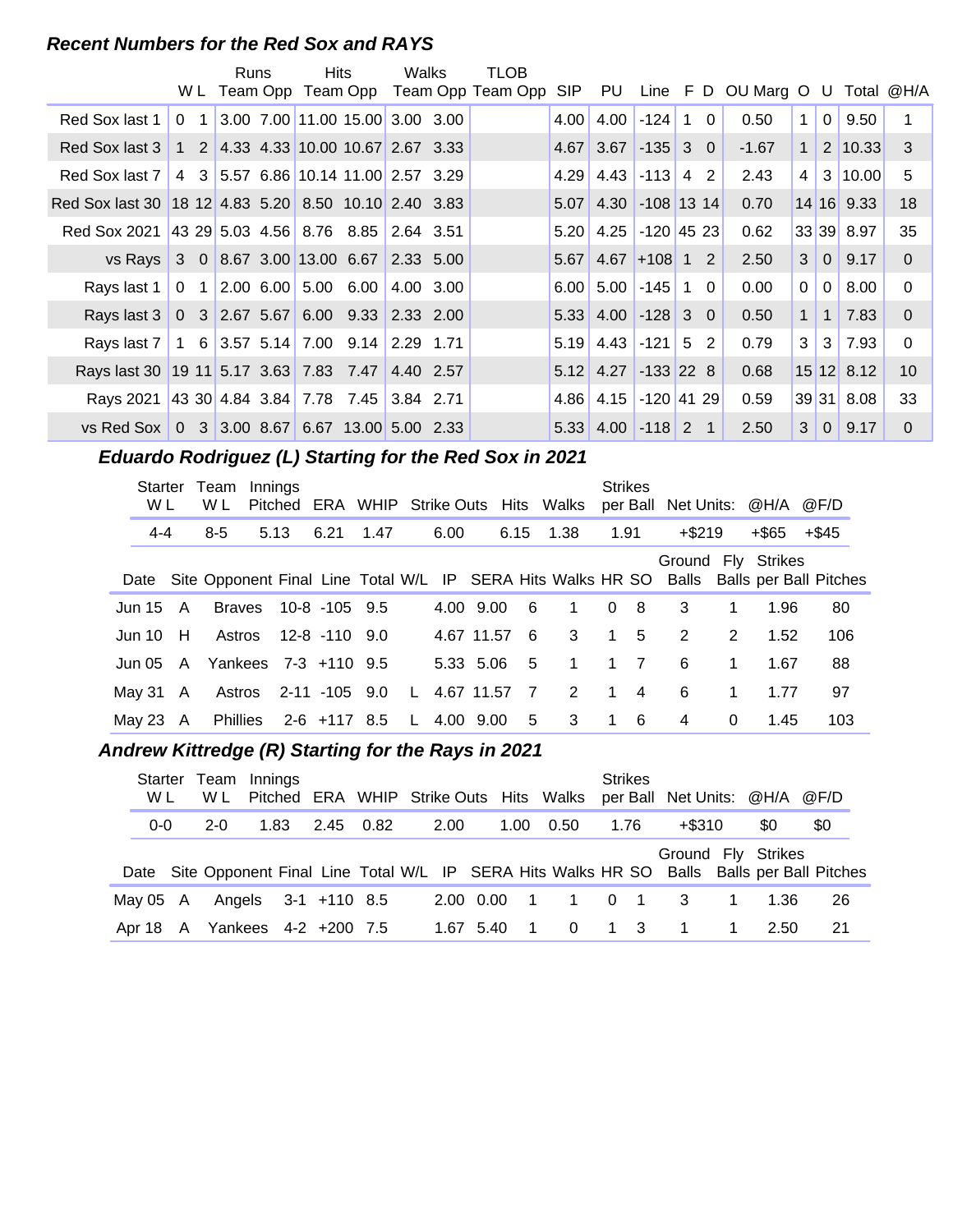### Recent Numbers for the Red Sox and RAYS

| | W | L | Runs Team | Runs Opp | Hits Team | Hits Opp | Walks Team | Walks Opp | TLOB Team | TLOB Opp | SIP | PU | Line | F | D | OU Marg | O | U | Total | @H/A |
|---|---|---|---|---|---|---|---|---|---|---|---|---|---|---|---|---|---|---|---|---|
| Red Sox last 1 | 0 | 1 | 3.00 | 7.00 | 11.00 | 15.00 | 3.00 | 3.00 | | | 4.00 | 4.00 | -124 | 1 | 0 | 0.50 | 1 | 0 | 9.50 | 1 |
| Red Sox last 3 | 1 | 2 | 4.33 | 4.33 | 10.00 | 10.67 | 2.67 | 3.33 | | | 4.67 | 3.67 | -135 | 3 | 0 | -1.67 | 1 | 2 | 10.33 | 3 |
| Red Sox last 7 | 4 | 3 | 5.57 | 6.86 | 10.14 | 11.00 | 2.57 | 3.29 | | | 4.29 | 4.43 | -113 | 4 | 2 | 2.43 | 4 | 3 | 10.00 | 5 |
| Red Sox last 30 | 18 | 12 | 4.83 | 5.20 | 8.50 | 10.10 | 2.40 | 3.83 | | | 5.07 | 4.30 | -108 | 13 | 14 | 0.70 | 14 | 16 | 9.33 | 18 |
| Red Sox 2021 | 43 | 29 | 5.03 | 4.56 | 8.76 | 8.85 | 2.64 | 3.51 | | | 5.20 | 4.25 | -120 | 45 | 23 | 0.62 | 33 | 39 | 8.97 | 35 |
| vs Rays | 3 | 0 | 8.67 | 3.00 | 13.00 | 6.67 | 2.33 | 5.00 | | | 5.67 | 4.67 | +108 | 1 | 2 | 2.50 | 3 | 0 | 9.17 | 0 |
| Rays last 1 | 0 | 1 | 2.00 | 6.00 | 5.00 | 6.00 | 4.00 | 3.00 | | | 6.00 | 5.00 | -145 | 1 | 0 | 0.00 | 0 | 0 | 8.00 | 0 |
| Rays last 3 | 0 | 3 | 2.67 | 5.67 | 6.00 | 9.33 | 2.33 | 2.00 | | | 5.33 | 4.00 | -128 | 3 | 0 | 0.50 | 1 | 1 | 7.83 | 0 |
| Rays last 7 | 1 | 6 | 3.57 | 5.14 | 7.00 | 9.14 | 2.29 | 1.71 | | | 5.19 | 4.43 | -121 | 5 | 2 | 0.79 | 3 | 3 | 7.93 | 0 |
| Rays last 30 | 19 | 11 | 5.17 | 3.63 | 7.83 | 7.47 | 4.40 | 2.57 | | | 5.12 | 4.27 | -133 | 22 | 8 | 0.68 | 15 | 12 | 8.12 | 10 |
| Rays 2021 | 43 | 30 | 4.84 | 3.84 | 7.78 | 7.45 | 3.84 | 2.71 | | | 4.86 | 4.15 | -120 | 41 | 29 | 0.59 | 39 | 31 | 8.08 | 33 |
| vs Red Sox | 0 | 3 | 3.00 | 8.67 | 6.67 | 13.00 | 5.00 | 2.33 | | | 5.33 | 4.00 | -118 | 2 | 1 | 2.50 | 3 | 0 | 9.17 | 0 |

### Eduardo Rodriguez (L) Starting for the Red Sox in 2021

| Starter W L | Team W L | Innings Pitched | ERA | WHIP | Strike Outs | Hits | Walks | Strikes per Ball | Net Units: | @H/A | @F/D |
|---|---|---|---|---|---|---|---|---|---|---|---|
| 4-4 | 8-5 | 5.13 | 6.21 | 1.47 | 6.00 | 6.15 | 1.38 | 1.91 | +$219 | +$65 | +$45 |

| Date | Site | Opponent | Final | Line | Total | W/L | IP | SERA | Hits | Walks | HR | SO | Ground Balls | Fly Balls | Strikes per Ball | Pitches |
|---|---|---|---|---|---|---|---|---|---|---|---|---|---|---|---|---|
| Jun 15 | A | Braves | 10-8 | -105 | 9.5 | | 4.00 | 9.00 | 6 | 1 | 0 | 8 | 3 | 1 | 1.96 | 80 |
| Jun 10 | H | Astros | 12-8 | -110 | 9.0 | | 4.67 | 11.57 | 6 | 3 | 1 | 5 | 2 | 2 | 1.52 | 106 |
| Jun 05 | A | Yankees | 7-3 | +110 | 9.5 | | 5.33 | 5.06 | 5 | 1 | 1 | 7 | 6 | 1 | 1.67 | 88 |
| May 31 | A | Astros | 2-11 | -105 | 9.0 | L | 4.67 | 11.57 | 7 | 2 | 1 | 4 | 6 | 1 | 1.77 | 97 |
| May 23 | A | Phillies | 2-6 | +117 | 8.5 | L | 4.00 | 9.00 | 5 | 3 | 1 | 6 | 4 | 0 | 1.45 | 103 |

### Andrew Kittredge (R) Starting for the Rays in 2021

| Starter W L | Team W L | Innings Pitched | ERA | WHIP | Strike Outs | Hits | Walks | Strikes per Ball | Net Units: | @H/A | @F/D |
|---|---|---|---|---|---|---|---|---|---|---|---|
| 0-0 | 2-0 | 1.83 | 2.45 | 0.82 | 2.00 | 1.00 | 0.50 | 1.76 | +$310 | $0 | $0 |

| Date | Site | Opponent | Final | Line | Total | W/L | IP | SERA | Hits | Walks | HR | SO | Ground Balls | Fly Balls | Strikes per Ball | Pitches |
|---|---|---|---|---|---|---|---|---|---|---|---|---|---|---|---|---|
| May 05 | A | Angels | 3-1 | +110 | 8.5 | | 2.00 | 0.00 | 1 | 1 | 0 | 1 | 3 | 1 | 1.36 | 26 |
| Apr 18 | A | Yankees | 4-2 | +200 | 7.5 | | 1.67 | 5.40 | 1 | 0 | 1 | 3 | 1 | 1 | 2.50 | 21 |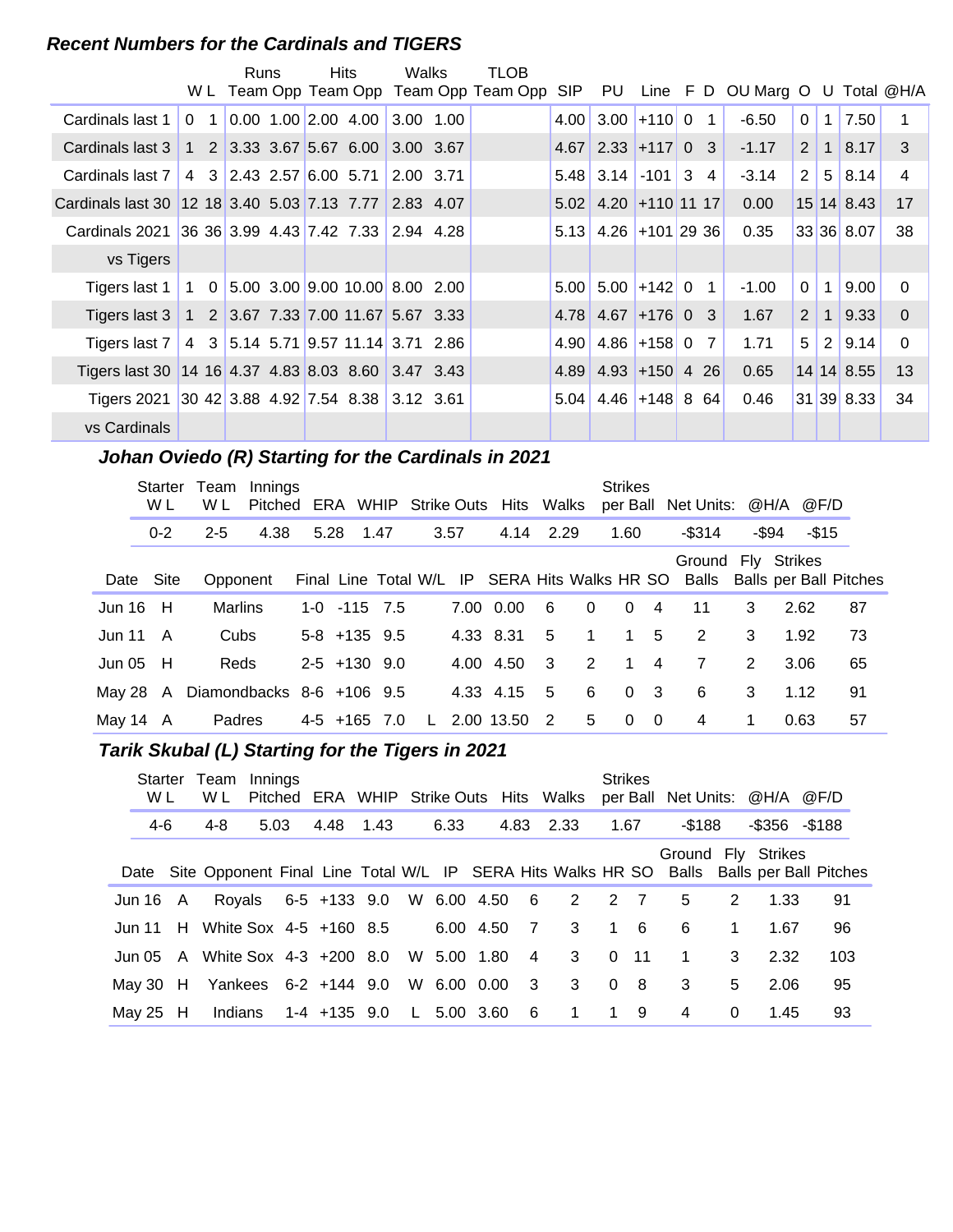### Recent Numbers for the Cardinals and TIGERS

| | W | L | Runs Team | Runs Opp | Hits Team | Hits Opp | Walks Team | Walks Opp | TLOB Team | TLOB Opp | SIP | PU | Line | F | D | OU Marg | O | U | Total | @H/A |
|---|---|---|---|---|---|---|---|---|---|---|---|---|---|---|---|---|---|---|---|---|
| Cardinals last 1 | 0 | 1 | 0.00 | 1.00 | 2.00 | 4.00 | 3.00 | 1.00 | | | 4.00 | 3.00 | +110 | 0 | 1 | -6.50 | 0 | 1 | 7.50 | 1 |
| Cardinals last 3 | 1 | 2 | 3.33 | 3.67 | 5.67 | 6.00 | 3.00 | 3.67 | | | 4.67 | 2.33 | +117 | 0 | 3 | -1.17 | 2 | 1 | 8.17 | 3 |
| Cardinals last 7 | 4 | 3 | 2.43 | 2.57 | 6.00 | 5.71 | 2.00 | 3.71 | | | 5.48 | 3.14 | -101 | 3 | 4 | -3.14 | 2 | 5 | 8.14 | 4 |
| Cardinals last 30 | 12 | 18 | 3.40 | 5.03 | 7.13 | 7.77 | 2.83 | 4.07 | | | 5.02 | 4.20 | +110 | 11 | 17 | 0.00 | 15 | 14 | 8.43 | 17 |
| Cardinals 2021 | 36 | 36 | 3.99 | 4.43 | 7.42 | 7.33 | 2.94 | 4.28 | | | 5.13 | 4.26 | +101 | 29 | 36 | 0.35 | 33 | 36 | 8.07 | 38 |
| vs Tigers | | | | | | | | | | | | | | | | | | | | |
| Tigers last 1 | 1 | 0 | 5.00 | 3.00 | 9.00 | 10.00 | 8.00 | 2.00 | | | 5.00 | 5.00 | +142 | 0 | 1 | -1.00 | 0 | 1 | 9.00 | 0 |
| Tigers last 3 | 1 | 2 | 3.67 | 7.33 | 7.00 | 11.67 | 5.67 | 3.33 | | | 4.78 | 4.67 | +176 | 0 | 3 | 1.67 | 2 | 1 | 9.33 | 0 |
| Tigers last 7 | 4 | 3 | 5.14 | 5.71 | 9.57 | 11.14 | 3.71 | 2.86 | | | 4.90 | 4.86 | +158 | 0 | 7 | 1.71 | 5 | 2 | 9.14 | 0 |
| Tigers last 30 | 14 | 16 | 4.37 | 4.83 | 8.03 | 8.60 | 3.47 | 3.43 | | | 4.89 | 4.93 | +150 | 4 | 26 | 0.65 | 14 | 14 | 8.55 | 13 |
| Tigers 2021 | 30 | 42 | 3.88 | 4.92 | 7.54 | 8.38 | 3.12 | 3.61 | | | 5.04 | 4.46 | +148 | 8 | 64 | 0.46 | 31 | 39 | 8.33 | 34 |
| vs Cardinals | | | | | | | | | | | | | | | | | | | | |

### Johan Oviedo (R) Starting for the Cardinals in 2021

| Starter W L | Team W L | Innings Pitched | ERA | WHIP | Strike Outs | Hits | Walks | Strikes per Ball | Net Units: | @H/A | @F/D |
|---|---|---|---|---|---|---|---|---|---|---|---|
| 0-2 | 2-5 | 4.38 | 5.28 | 1.47 | 3.57 | 4.14 | 2.29 | 1.60 | -$314 | -$94 | -$15 |

| Date | Site | Opponent | Final | Line | Total | W/L | IP | SERA | Hits | Walks | HR | SO | Ground Balls | Fly Balls | Strikes per Ball | Pitches |
|---|---|---|---|---|---|---|---|---|---|---|---|---|---|---|---|---|
| Jun 16 | H | Marlins | 1-0 | -115 | 7.5 | | 7.00 | 0.00 | 6 | 0 | 0 | 4 | 11 | 3 | 2.62 | 87 |
| Jun 11 | A | Cubs | 5-8 | +135 | 9.5 | | 4.33 | 8.31 | 5 | 1 | 1 | 5 | 2 | 3 | 1.92 | 73 |
| Jun 05 | H | Reds | 2-5 | +130 | 9.0 | | 4.00 | 4.50 | 3 | 2 | 1 | 4 | 7 | 2 | 3.06 | 65 |
| May 28 | A | Diamondbacks | 8-6 | +106 | 9.5 | | 4.33 | 4.15 | 5 | 6 | 0 | 3 | 6 | 3 | 1.12 | 91 |
| May 14 | A | Padres | 4-5 | +165 | 7.0 | L | 2.00 | 13.50 | 2 | 5 | 0 | 0 | 4 | 1 | 0.63 | 57 |

### Tarik Skubal (L) Starting for the Tigers in 2021

| Starter W L | Team W L | Innings Pitched | ERA | WHIP | Strike Outs | Hits | Walks | Strikes per Ball | Net Units: | @H/A | @F/D |
|---|---|---|---|---|---|---|---|---|---|---|---|
| 4-6 | 4-8 | 5.03 | 4.48 | 1.43 | 6.33 | 4.83 | 2.33 | 1.67 | -$188 | -$356 | -$188 |

| Date | Site | Opponent | Final | Line | Total | W/L | IP | SERA | Hits | Walks | HR | SO | Ground Balls | Fly Balls | Strikes per Ball | Pitches |
|---|---|---|---|---|---|---|---|---|---|---|---|---|---|---|---|---|
| Jun 16 | A | Royals | 6-5 | +133 | 9.0 | W | 6.00 | 4.50 | 6 | 2 | 2 | 7 | 5 | 2 | 1.33 | 91 |
| Jun 11 | H | White Sox | 4-5 | +160 | 8.5 | | 6.00 | 4.50 | 7 | 3 | 1 | 6 | 6 | 1 | 1.67 | 96 |
| Jun 05 | A | White Sox | 4-3 | +200 | 8.0 | W | 5.00 | 1.80 | 4 | 3 | 0 | 11 | 1 | 3 | 2.32 | 103 |
| May 30 | H | Yankees | 6-2 | +144 | 9.0 | W | 6.00 | 0.00 | 3 | 3 | 0 | 8 | 3 | 5 | 2.06 | 95 |
| May 25 | H | Indians | 1-4 | +135 | 9.0 | L | 5.00 | 3.60 | 6 | 1 | 1 | 9 | 4 | 0 | 1.45 | 93 |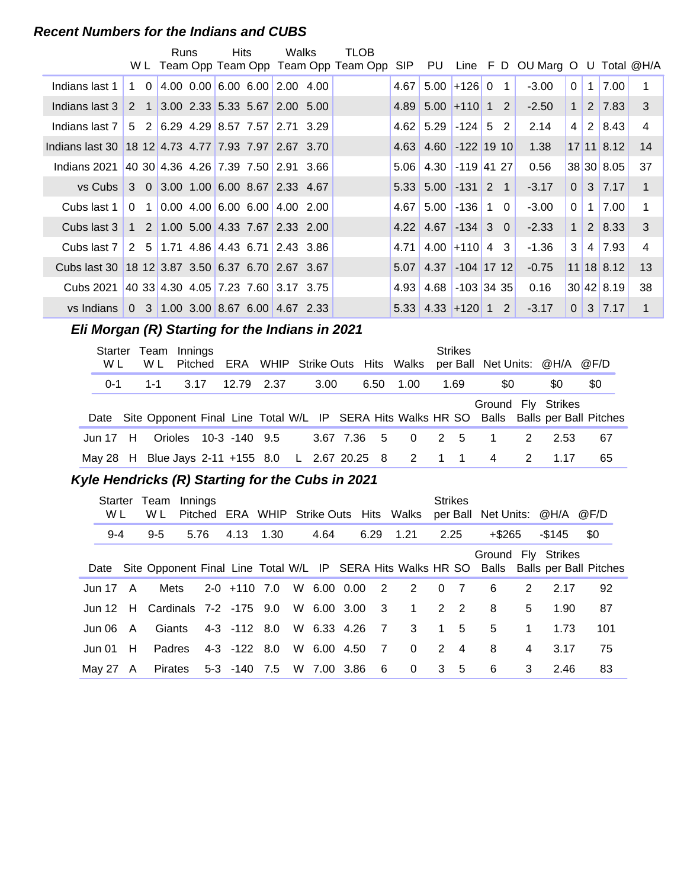### *Recent Numbers for the Indians and CUBS*

| | W | L | Runs Team | Runs Opp | Hits Team | Hits Opp | Walks Team | Walks Opp | TLOB Team | TLOB Opp | SIP | PU | Line | F | D | OU Marg | O | U | Total | @H/A |
|---|---|---|---|---|---|---|---|---|---|---|---|---|---|---|---|---|---|---|---|---|
| Indians last 1 | 1 | 0 | 4.00 | 0.00 | 6.00 | 6.00 | 2.00 | 4.00 | | | 4.67 | 5.00 | +126 | 0 | 1 | -3.00 | 0 | 1 | 7.00 | 1 |
| Indians last 3 | 2 | 1 | 3.00 | 2.33 | 5.33 | 5.67 | 2.00 | 5.00 | | | 4.89 | 5.00 | +110 | 1 | 2 | -2.50 | 1 | 2 | 7.83 | 3 |
| Indians last 7 | 5 | 2 | 6.29 | 4.29 | 8.57 | 7.57 | 2.71 | 3.29 | | | 4.62 | 5.29 | -124 | 5 | 2 | 2.14 | 4 | 2 | 8.43 | 4 |
| Indians last 30 | 18 | 12 | 4.73 | 4.77 | 7.93 | 7.97 | 2.67 | 3.70 | | | 4.63 | 4.60 | -122 | 19 | 10 | 1.38 | 17 | 11 | 8.12 | 14 |
| Indians 2021 | 40 | 30 | 4.36 | 4.26 | 7.39 | 7.50 | 2.91 | 3.66 | | | 5.06 | 4.30 | -119 | 41 | 27 | 0.56 | 38 | 30 | 8.05 | 37 |
| vs Cubs | 3 | 0 | 3.00 | 1.00 | 6.00 | 8.67 | 2.33 | 4.67 | | | 5.33 | 5.00 | -131 | 2 | 1 | -3.17 | 0 | 3 | 7.17 | 1 |
| Cubs last 1 | 0 | 1 | 0.00 | 4.00 | 6.00 | 6.00 | 4.00 | 2.00 | | | 4.67 | 5.00 | -136 | 1 | 0 | -3.00 | 0 | 1 | 7.00 | 1 |
| Cubs last 3 | 1 | 2 | 1.00 | 5.00 | 4.33 | 7.67 | 2.33 | 2.00 | | | 4.22 | 4.67 | -134 | 3 | 0 | -2.33 | 1 | 2 | 8.33 | 3 |
| Cubs last 7 | 2 | 5 | 1.71 | 4.86 | 4.43 | 6.71 | 2.43 | 3.86 | | | 4.71 | 4.00 | +110 | 4 | 3 | -1.36 | 3 | 4 | 7.93 | 4 |
| Cubs last 30 | 18 | 12 | 3.87 | 3.50 | 6.37 | 6.70 | 2.67 | 3.67 | | | 5.07 | 4.37 | -104 | 17 | 12 | -0.75 | 11 | 18 | 8.12 | 13 |
| Cubs 2021 | 40 | 33 | 4.30 | 4.05 | 7.23 | 7.60 | 3.17 | 3.75 | | | 4.93 | 4.68 | -103 | 34 | 35 | 0.16 | 30 | 42 | 8.19 | 38 |
| vs Indians | 0 | 3 | 1.00 | 3.00 | 8.67 | 6.00 | 4.67 | 2.33 | | | 5.33 | 4.33 | +120 | 1 | 2 | -3.17 | 0 | 3 | 7.17 | 1 |

### *Eli Morgan (R) Starting for the Indians in 2021*

| Starter W L | Team W L | Innings Pitched | ERA | WHIP | Strike Outs | Hits | Walks | Strikes per Ball | Net Units: | @H/A | @F/D |
|---|---|---|---|---|---|---|---|---|---|---|---|
| 0-1 | 1-1 | 3.17 | 12.79 | 2.37 | 3.00 | 6.50 | 1.00 | 1.69 | $0 | $0 | $0 |

| Date | Site | Opponent | Final | Line | Total | W/L | IP | SERA | Hits | Walks | HR | SO | Ground Balls | Fly Balls | Strikes per Ball | Pitches |
|---|---|---|---|---|---|---|---|---|---|---|---|---|---|---|---|---|
| Jun 17 | H | Orioles | 10-3 | -140 | 9.5 | | 3.67 | 7.36 | 5 | 0 | 2 | 5 | 1 | 2 | 2.53 | 67 |
| May 28 | H | Blue Jays | 2-11 | +155 | 8.0 | L | 2.67 | 20.25 | 8 | 2 | 1 | 1 | 4 | 2 | 1.17 | 65 |

### *Kyle Hendricks (R) Starting for the Cubs in 2021*

| Starter W L | Team W L | Innings Pitched | ERA | WHIP | Strike Outs | Hits | Walks | Strikes per Ball | Net Units: | @H/A | @F/D |
|---|---|---|---|---|---|---|---|---|---|---|---|
| 9-4 | 9-5 | 5.76 | 4.13 | 1.30 | 4.64 | 6.29 | 1.21 | 2.25 | +$265 | -$145 | $0 |

| Date | Site | Opponent | Final | Line | Total | W/L | IP | SERA | Hits | Walks | HR | SO | Ground Balls | Fly Balls | Strikes per Ball | Pitches |
|---|---|---|---|---|---|---|---|---|---|---|---|---|---|---|---|---|
| Jun 17 | A | Mets | 2-0 | +110 | 7.0 | W | 6.00 | 0.00 | 2 | 2 | 0 | 7 | 6 | 2 | 2.17 | 92 |
| Jun 12 | H | Cardinals | 7-2 | -175 | 9.0 | W | 6.00 | 3.00 | 3 | 1 | 2 | 2 | 8 | 5 | 1.90 | 87 |
| Jun 06 | A | Giants | 4-3 | -112 | 8.0 | W | 6.33 | 4.26 | 7 | 3 | 1 | 5 | 5 | 1 | 1.73 | 101 |
| Jun 01 | H | Padres | 4-3 | -122 | 8.0 | W | 6.00 | 4.50 | 7 | 0 | 2 | 4 | 8 | 4 | 3.17 | 75 |
| May 27 | A | Pirates | 5-3 | -140 | 7.5 | W | 7.00 | 3.86 | 6 | 0 | 3 | 5 | 6 | 3 | 2.46 | 83 |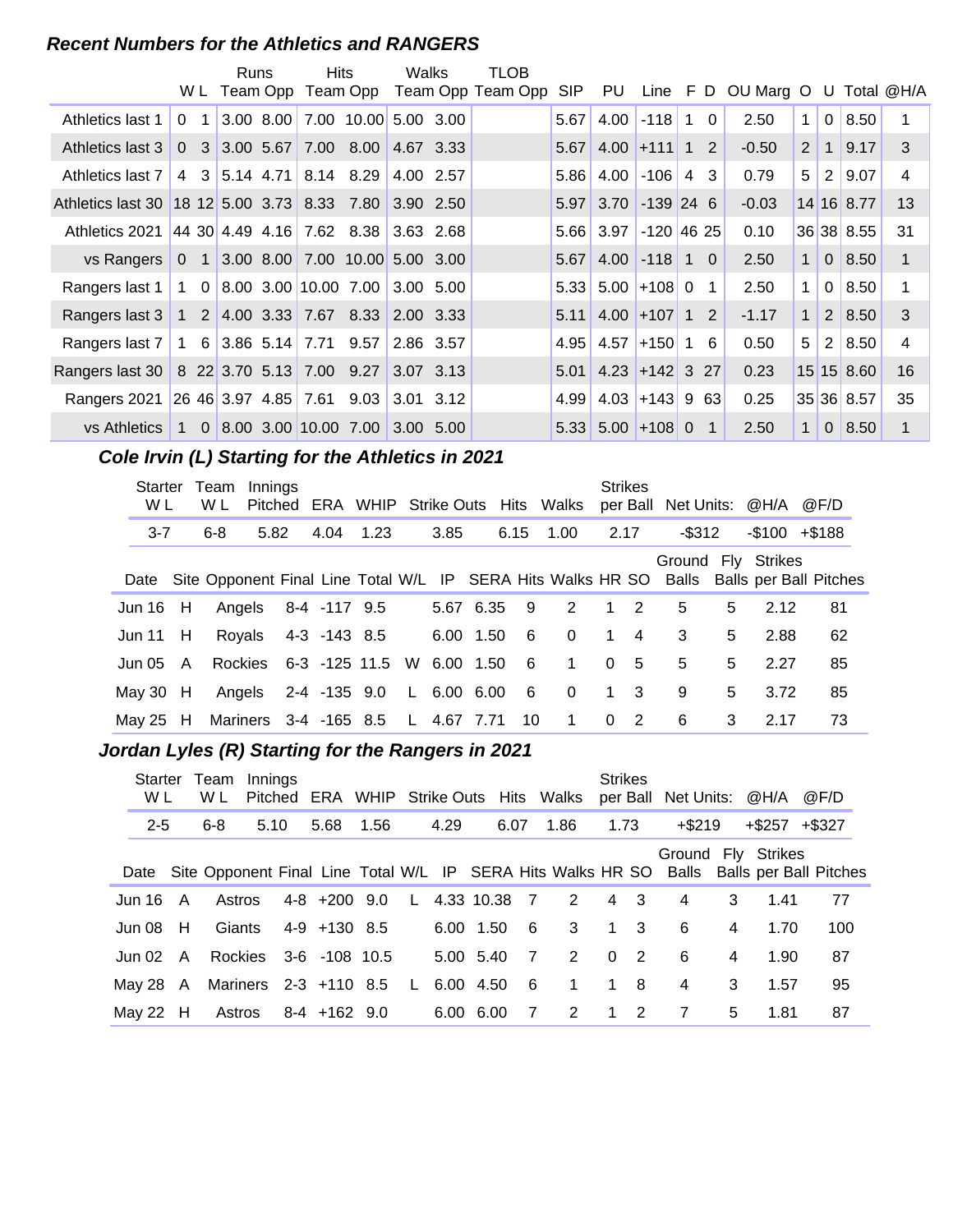### Recent Numbers for the Athletics and RANGERS

| | W | L | Runs Team | Runs Opp | Hits Team | Hits Opp | Walks Team | Walks Opp | TLOB Team Opp | SIP | PU | Line | F | D | OU Marg | O | U | Total | @H/A |
|---|---|---|---|---|---|---|---|---|---|---|---|---|---|---|---|---|---|---|---|
| Athletics last 1 | 0 | 1 | 3.00 | 8.00 | 7.00 | 10.00 | 5.00 | 3.00 | | 5.67 | 4.00 | -118 | 1 | 0 | 2.50 | 1 | 0 | 8.50 | 1 |
| Athletics last 3 | 0 | 3 | 3.00 | 5.67 | 7.00 | 8.00 | 4.67 | 3.33 | | 5.67 | 4.00 | +111 | 1 | 2 | -0.50 | 2 | 1 | 9.17 | 3 |
| Athletics last 7 | 4 | 3 | 5.14 | 4.71 | 8.14 | 8.29 | 4.00 | 2.57 | | 5.86 | 4.00 | -106 | 4 | 3 | 0.79 | 5 | 2 | 9.07 | 4 |
| Athletics last 30 | 18 | 12 | 5.00 | 3.73 | 8.33 | 7.80 | 3.90 | 2.50 | | 5.97 | 3.70 | -139 | 24 | 6 | -0.03 | 14 | 16 | 8.77 | 13 |
| Athletics 2021 | 44 | 30 | 4.49 | 4.16 | 7.62 | 8.38 | 3.63 | 2.68 | | 5.66 | 3.97 | -120 | 46 | 25 | 0.10 | 36 | 38 | 8.55 | 31 |
| vs Rangers | 0 | 1 | 3.00 | 8.00 | 7.00 | 10.00 | 5.00 | 3.00 | | 5.67 | 4.00 | -118 | 1 | 0 | 2.50 | 1 | 0 | 8.50 | 1 |
| Rangers last 1 | 1 | 0 | 8.00 | 3.00 | 10.00 | 7.00 | 3.00 | 5.00 | | 5.33 | 5.00 | +108 | 0 | 1 | 2.50 | 1 | 0 | 8.50 | 1 |
| Rangers last 3 | 1 | 2 | 4.00 | 3.33 | 7.67 | 8.33 | 2.00 | 3.33 | | 5.11 | 4.00 | +107 | 1 | 2 | -1.17 | 1 | 2 | 8.50 | 3 |
| Rangers last 7 | 1 | 6 | 3.86 | 5.14 | 7.71 | 9.57 | 2.86 | 3.57 | | 4.95 | 4.57 | +150 | 1 | 6 | 0.50 | 5 | 2 | 8.50 | 4 |
| Rangers last 30 | 8 | 22 | 3.70 | 5.13 | 7.00 | 9.27 | 3.07 | 3.13 | | 5.01 | 4.23 | +142 | 3 | 27 | 0.23 | 15 | 15 | 8.60 | 16 |
| Rangers 2021 | 26 | 46 | 3.97 | 4.85 | 7.61 | 9.03 | 3.01 | 3.12 | | 4.99 | 4.03 | +143 | 9 | 63 | 0.25 | 35 | 36 | 8.57 | 35 |
| vs Athletics | 1 | 0 | 8.00 | 3.00 | 10.00 | 7.00 | 3.00 | 5.00 | | 5.33 | 5.00 | +108 | 0 | 1 | 2.50 | 1 | 0 | 8.50 | 1 |

### Cole Irvin (L) Starting for the Athletics in 2021

| Starter W L | Team W L | Innings Pitched | ERA | WHIP | Strike Outs | Hits | Walks | Strikes per Ball | Net Units: | @H/A | @F/D |
|---|---|---|---|---|---|---|---|---|---|---|---|
| 3-7 | 6-8 | 5.82 | 4.04 | 1.23 | 3.85 | 6.15 | 1.00 | 2.17 | -$312 | -$100 | +$188 |

| Date | Site | Opponent | Final | Line | Total | W/L | IP | SERA | Hits | Walks | HR | SO | Ground Balls | Fly Balls | Strikes per Ball | Pitches |
|---|---|---|---|---|---|---|---|---|---|---|---|---|---|---|---|---|
| Jun 16 | H | Angels | 8-4 | -117 | 9.5 | | 5.67 | 6.35 | 9 | 2 | 1 | 2 | 5 | 5 | 2.12 | 81 |
| Jun 11 | H | Royals | 4-3 | -143 | 8.5 | | 6.00 | 1.50 | 6 | 0 | 1 | 4 | 3 | 5 | 2.88 | 62 |
| Jun 05 | A | Rockies | 6-3 | -125 | 11.5 | W | 6.00 | 1.50 | 6 | 1 | 0 | 5 | 5 | 5 | 2.27 | 85 |
| May 30 | H | Angels | 2-4 | -135 | 9.0 | L | 6.00 | 6.00 | 6 | 0 | 1 | 3 | 9 | 5 | 3.72 | 85 |
| May 25 | H | Mariners | 3-4 | -165 | 8.5 | L | 4.67 | 7.71 | 10 | 1 | 0 | 2 | 6 | 3 | 2.17 | 73 |

### Jordan Lyles (R) Starting for the Rangers in 2021

| Starter W L | Team W L | Innings Pitched | ERA | WHIP | Strike Outs | Hits | Walks | Strikes per Ball | Net Units: | @H/A | @F/D |
|---|---|---|---|---|---|---|---|---|---|---|---|
| 2-5 | 6-8 | 5.10 | 5.68 | 1.56 | 4.29 | 6.07 | 1.86 | 1.73 | +$219 | +$257 | +$327 |

| Date | Site | Opponent | Final | Line | Total | W/L | IP | SERA | Hits | Walks | HR | SO | Ground Balls | Fly Balls | Strikes per Ball | Pitches |
|---|---|---|---|---|---|---|---|---|---|---|---|---|---|---|---|---|
| Jun 16 | A | Astros | 4-8 | +200 | 9.0 | L | 4.33 | 10.38 | 7 | 2 | 4 | 3 | 4 | 3 | 1.41 | 77 |
| Jun 08 | H | Giants | 4-9 | +130 | 8.5 | | 6.00 | 1.50 | 6 | 3 | 1 | 3 | 6 | 4 | 1.70 | 100 |
| Jun 02 | A | Rockies | 3-6 | -108 | 10.5 | | 5.00 | 5.40 | 7 | 2 | 0 | 2 | 6 | 4 | 1.90 | 87 |
| May 28 | A | Mariners | 2-3 | +110 | 8.5 | L | 6.00 | 4.50 | 6 | 1 | 1 | 8 | 4 | 3 | 1.57 | 95 |
| May 22 | H | Astros | 8-4 | +162 | 9.0 | | 6.00 | 6.00 | 7 | 2 | 1 | 2 | 7 | 5 | 1.81 | 87 |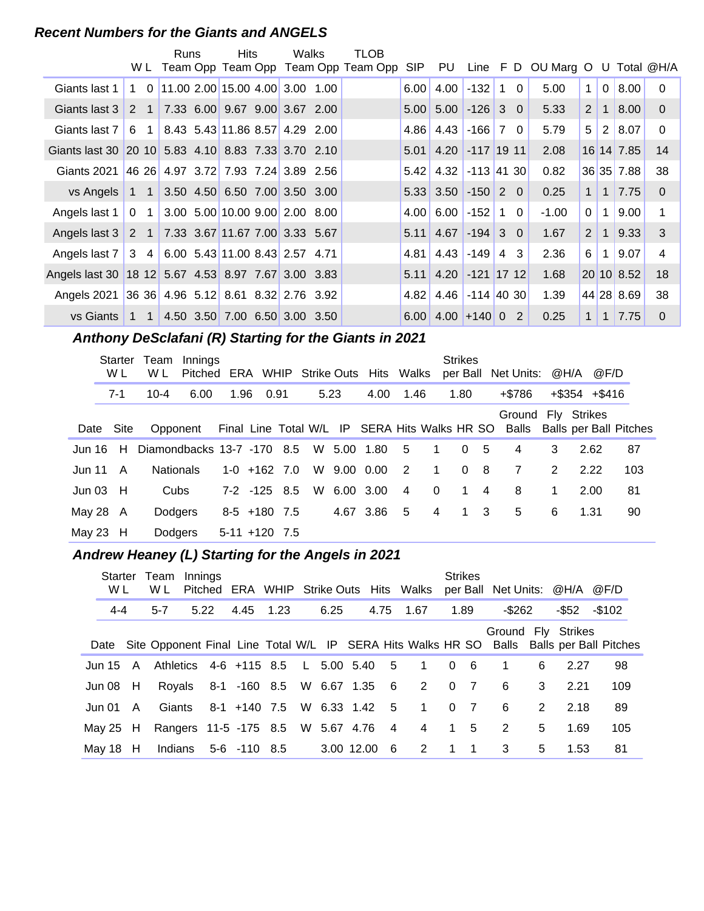## Recent Numbers for the Giants and ANGELS

| | W | L | Runs Team | Runs Opp | Hits Team | Hits Opp | Walks Team | Walks Opp | TLOB Team | TLOB Opp | SIP | PU | Line | F | D | OU Marg | O | U | Total | @H/A |
|---|---|---|---|---|---|---|---|---|---|---|---|---|---|---|---|---|---|---|---|---|
| Giants last 1 | 1 | 0 | 11.00 | 2.00 | 15.00 | 4.00 | 3.00 | 1.00 | | | 6.00 | 4.00 | -132 | 1 | 0 | 5.00 | 1 | 0 | 8.00 | 0 |
| Giants last 3 | 2 | 1 | 7.33 | 6.00 | 9.67 | 9.00 | 3.67 | 2.00 | | | 5.00 | 5.00 | -126 | 3 | 0 | 5.33 | 2 | 1 | 8.00 | 0 |
| Giants last 7 | 6 | 1 | 8.43 | 5.43 | 11.86 | 8.57 | 4.29 | 2.00 | | | 4.86 | 4.43 | -166 | 7 | 0 | 5.79 | 5 | 2 | 8.07 | 0 |
| Giants last 30 | 20 | 10 | 5.83 | 4.10 | 8.83 | 7.33 | 3.70 | 2.10 | | | 5.01 | 4.20 | -117 | 19 | 11 | 2.08 | 16 | 14 | 7.85 | 14 |
| Giants 2021 | 46 | 26 | 4.97 | 3.72 | 7.93 | 7.24 | 3.89 | 2.56 | | | 5.42 | 4.32 | -113 | 41 | 30 | 0.82 | 36 | 35 | 7.88 | 38 |
| vs Angels | 1 | 1 | 3.50 | 4.50 | 6.50 | 7.00 | 3.50 | 3.00 | | | 5.33 | 3.50 | -150 | 2 | 0 | 0.25 | 1 | 1 | 7.75 | 0 |
| Angels last 1 | 0 | 1 | 3.00 | 5.00 | 10.00 | 9.00 | 2.00 | 8.00 | | | 4.00 | 6.00 | -152 | 1 | 0 | -1.00 | 0 | 1 | 9.00 | 1 |
| Angels last 3 | 2 | 1 | 7.33 | 3.67 | 11.67 | 7.00 | 3.33 | 5.67 | | | 5.11 | 4.67 | -194 | 3 | 0 | 1.67 | 2 | 1 | 9.33 | 3 |
| Angels last 7 | 3 | 4 | 6.00 | 5.43 | 11.00 | 8.43 | 2.57 | 4.71 | | | 4.81 | 4.43 | -149 | 4 | 3 | 2.36 | 6 | 1 | 9.07 | 4 |
| Angels last 30 | 18 | 12 | 5.67 | 4.53 | 8.97 | 7.67 | 3.00 | 3.83 | | | 5.11 | 4.20 | -121 | 17 | 12 | 1.68 | 20 | 10 | 8.52 | 18 |
| Angels 2021 | 36 | 36 | 4.96 | 5.12 | 8.61 | 8.32 | 2.76 | 3.92 | | | 4.82 | 4.46 | -114 | 40 | 30 | 1.39 | 44 | 28 | 8.69 | 38 |
| vs Giants | 1 | 1 | 4.50 | 3.50 | 7.00 | 6.50 | 3.00 | 3.50 | | | 6.00 | 4.00 | +140 | 0 | 2 | 0.25 | 1 | 1 | 7.75 | 0 |

## Anthony DeSclafani (R) Starting for the Giants in 2021

| Starter W L | Team W L | Innings Pitched | ERA | WHIP | Strike Outs | Hits | Walks | Strikes per Ball | Net Units: | @H/A | @F/D |
|---|---|---|---|---|---|---|---|---|---|---|---|
| 7-1 | 10-4 | 6.00 | 1.96 | 0.91 | 5.23 | 4.00 | 1.46 | 1.80 | +$786 | +$354 | +$416 |

| Date | Site | Opponent | Final | Line | Total | W/L | IP | SERA | Hits | Walks | HR | SO | Ground Balls | Fly Balls | Strikes per Ball | Pitches |
|---|---|---|---|---|---|---|---|---|---|---|---|---|---|---|---|---|
| Jun 16 | H | Diamondbacks | 13-7 | -170 | 8.5 | W | 5.00 | 1.80 | 5 | 1 | 0 | 5 | 4 | 3 | 2.62 | 87 |
| Jun 11 | A | Nationals | 1-0 | +162 | 7.0 | W | 9.00 | 0.00 | 2 | 1 | 0 | 8 | 7 | 2 | 2.22 | 103 |
| Jun 03 | H | Cubs | 7-2 | -125 | 8.5 | W | 6.00 | 3.00 | 4 | 0 | 1 | 4 | 8 | 1 | 2.00 | 81 |
| May 28 | A | Dodgers | 8-5 | +180 | 7.5 | | 4.67 | 3.86 | 5 | 4 | 1 | 3 | 5 | 6 | 1.31 | 90 |
| May 23 | H | Dodgers | 5-11 | +120 | 7.5 | | | | | | | | | | | |

## Andrew Heaney (L) Starting for the Angels in 2021

| Starter W L | Team W L | Innings Pitched | ERA | WHIP | Strike Outs | Hits | Walks | Strikes per Ball | Net Units: | @H/A | @F/D |
|---|---|---|---|---|---|---|---|---|---|---|---|
| 4-4 | 5-7 | 5.22 | 4.45 | 1.23 | 6.25 | 4.75 | 1.67 | 1.89 | -$262 | -$52 | -$102 |

| Date | Site | Opponent | Final | Line | Total | W/L | IP | SERA | Hits | Walks | HR | SO | Ground Balls | Fly Balls | Strikes per Ball | Pitches |
|---|---|---|---|---|---|---|---|---|---|---|---|---|---|---|---|---|
| Jun 15 | A | Athletics | 4-6 | +115 | 8.5 | L | 5.00 | 5.40 | 5 | 1 | 0 | 6 | 1 | 6 | 2.27 | 98 |
| Jun 08 | H | Royals | 8-1 | -160 | 8.5 | W | 6.67 | 1.35 | 6 | 2 | 0 | 7 | 6 | 3 | 2.21 | 109 |
| Jun 01 | A | Giants | 8-1 | +140 | 7.5 | W | 6.33 | 1.42 | 5 | 1 | 0 | 7 | 6 | 2 | 2.18 | 89 |
| May 25 | H | Rangers | 11-5 | -175 | 8.5 | W | 5.67 | 4.76 | 4 | 4 | 1 | 5 | 2 | 5 | 1.69 | 105 |
| May 18 | H | Indians | 5-6 | -110 | 8.5 | | 3.00 | 12.00 | 6 | 2 | 1 | 1 | 3 | 5 | 1.53 | 81 |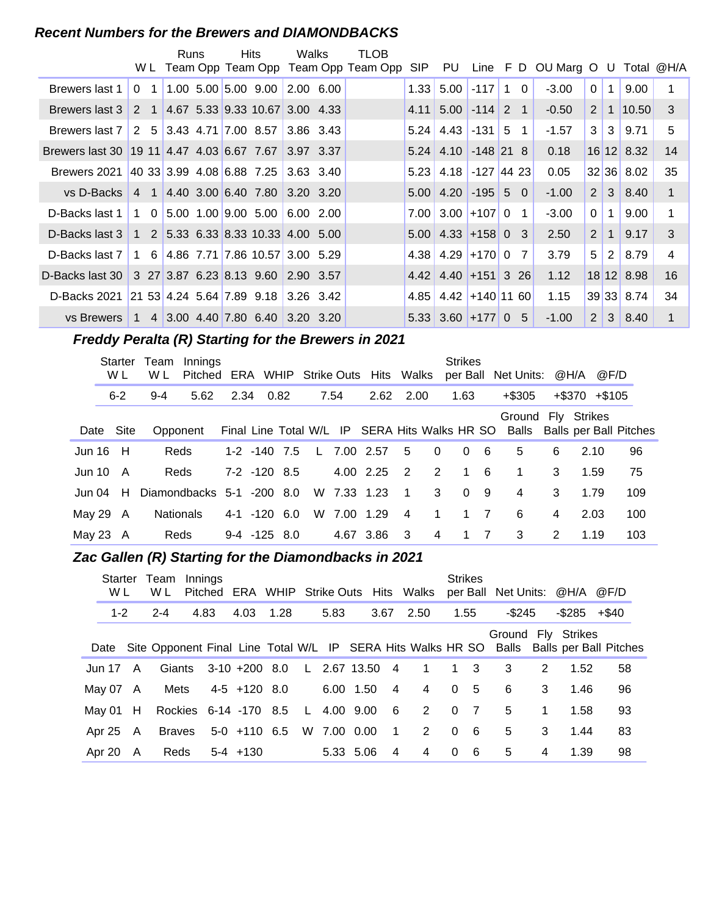## Recent Numbers for the Brewers and DIAMONDBACKS

| | W | L | Runs Team | Runs Opp | Hits Team | Hits Opp | Walks Team | Walks Opp | TLOB Team | TLOB Opp | SIP | PU | Line | F | D | OU Marg | O | U | Total | @H/A |
|---|---|---|---|---|---|---|---|---|---|---|---|---|---|---|---|---|---|---|---|---|
| Brewers last 1 | 0 | 1 | 1.00 | 5.00 | 5.00 | 9.00 | 2.00 | 6.00 | | | 1.33 | 5.00 | -117 | 1 | 0 | -3.00 | 0 | 1 | 9.00 | 1 |
| Brewers last 3 | 2 | 1 | 4.67 | 5.33 | 9.33 | 10.67 | 3.00 | 4.33 | | | 4.11 | 5.00 | -114 | 2 | 1 | -0.50 | 2 | 1 | 10.50 | 3 |
| Brewers last 7 | 2 | 5 | 3.43 | 4.71 | 7.00 | 8.57 | 3.86 | 3.43 | | | 5.24 | 4.43 | -131 | 5 | 1 | -1.57 | 3 | 3 | 9.71 | 5 |
| Brewers last 30 | 19 | 11 | 4.47 | 4.03 | 6.67 | 7.67 | 3.97 | 3.37 | | | 5.24 | 4.10 | -148 | 21 | 8 | 0.18 | 16 | 12 | 8.32 | 14 |
| Brewers 2021 | 40 | 33 | 3.99 | 4.08 | 6.88 | 7.25 | 3.63 | 3.40 | | | 5.23 | 4.18 | -127 | 44 | 23 | 0.05 | 32 | 36 | 8.02 | 35 |
| vs D-Backs | 4 | 1 | 4.40 | 3.00 | 6.40 | 7.80 | 3.20 | 3.20 | | | 5.00 | 4.20 | -195 | 5 | 0 | -1.00 | 2 | 3 | 8.40 | 1 |
| D-Backs last 1 | 1 | 0 | 5.00 | 1.00 | 9.00 | 5.00 | 6.00 | 2.00 | | | 7.00 | 3.00 | +107 | 0 | 1 | -3.00 | 0 | 1 | 9.00 | 1 |
| D-Backs last 3 | 1 | 2 | 5.33 | 6.33 | 8.33 | 10.33 | 4.00 | 5.00 | | | 5.00 | 4.33 | +158 | 0 | 3 | 2.50 | 2 | 1 | 9.17 | 3 |
| D-Backs last 7 | 1 | 6 | 4.86 | 7.71 | 7.86 | 10.57 | 3.00 | 5.29 | | | 4.38 | 4.29 | +170 | 0 | 7 | 3.79 | 5 | 2 | 8.79 | 4 |
| D-Backs last 30 | 3 | 27 | 3.87 | 6.23 | 8.13 | 9.60 | 2.90 | 3.57 | | | 4.42 | 4.40 | +151 | 3 | 26 | 1.12 | 18 | 12 | 8.98 | 16 |
| D-Backs 2021 | 21 | 53 | 4.24 | 5.64 | 7.89 | 9.18 | 3.26 | 3.42 | | | 4.85 | 4.42 | +140 | 11 | 60 | 1.15 | 39 | 33 | 8.74 | 34 |
| vs Brewers | 1 | 4 | 3.00 | 4.40 | 7.80 | 6.40 | 3.20 | 3.20 | | | 5.33 | 3.60 | +177 | 0 | 5 | -1.00 | 2 | 3 | 8.40 | 1 |

## Freddy Peralta (R) Starting for the Brewers in 2021

| Starter W L | Team W L | Innings Pitched | ERA | WHIP | Strike Outs | Hits | Walks | Strikes per Ball | Net Units: | @H/A | @F/D |
|---|---|---|---|---|---|---|---|---|---|---|---|
| 6-2 | 9-4 | 5.62 | 2.34 | 0.82 | 7.54 | 2.62 | 2.00 | 1.63 | +$305 | +$370 | +$105 |

| Date | Site | Opponent | Final | Line | Total | W/L | IP | SERA | Hits | Walks | HR | SO | Ground Balls | Fly Balls | Strikes per Ball | Pitches |
|---|---|---|---|---|---|---|---|---|---|---|---|---|---|---|---|---|
| Jun 16 | H | Reds | 1-2 | -140 | 7.5 | L | 7.00 | 2.57 | 5 | 0 | 0 | 6 | 5 | 6 | 2.10 | 96 |
| Jun 10 | A | Reds | 7-2 | -120 | 8.5 | | 4.00 | 2.25 | 2 | 2 | 1 | 6 | 1 | 3 | 1.59 | 75 |
| Jun 04 | H | Diamondbacks | 5-1 | -200 | 8.0 | W | 7.33 | 1.23 | 1 | 3 | 0 | 9 | 4 | 3 | 1.79 | 109 |
| May 29 | A | Nationals | 4-1 | -120 | 6.0 | W | 7.00 | 1.29 | 4 | 1 | 1 | 7 | 6 | 4 | 2.03 | 100 |
| May 23 | A | Reds | 9-4 | -125 | 8.0 | | 4.67 | 3.86 | 3 | 4 | 1 | 7 | 3 | 2 | 1.19 | 103 |

## Zac Gallen (R) Starting for the Diamondbacks in 2021

| Starter W L | Team W L | Innings Pitched | ERA | WHIP | Strike Outs | Hits | Walks | Strikes per Ball | Net Units: | @H/A | @F/D |
|---|---|---|---|---|---|---|---|---|---|---|---|
| 1-2 | 2-4 | 4.83 | 4.03 | 1.28 | 5.83 | 3.67 | 2.50 | 1.55 | -$245 | -$285 | +$40 |

| Date | Site | Opponent | Final | Line | Total | W/L | IP | SERA | Hits | Walks | HR | SO | Ground Balls | Fly Balls | Strikes per Ball | Pitches |
|---|---|---|---|---|---|---|---|---|---|---|---|---|---|---|---|---|
| Jun 17 | A | Giants | 3-10 | +200 | 8.0 | L | 2.67 | 13.50 | 4 | 1 | 1 | 3 | 3 | 2 | 1.52 | 58 |
| May 07 | A | Mets | 4-5 | +120 | 8.0 | | 6.00 | 1.50 | 4 | 4 | 0 | 5 | 6 | 3 | 1.46 | 96 |
| May 01 | H | Rockies | 6-14 | -170 | 8.5 | L | 4.00 | 9.00 | 6 | 2 | 0 | 7 | 5 | 1 | 1.58 | 93 |
| Apr 25 | A | Braves | 5-0 | +110 | 6.5 | W | 7.00 | 0.00 | 1 | 2 | 0 | 6 | 5 | 3 | 1.44 | 83 |
| Apr 20 | A | Reds | 5-4 | +130 | | | 5.33 | 5.06 | 4 | 4 | 0 | 6 | 5 | 4 | 1.39 | 98 |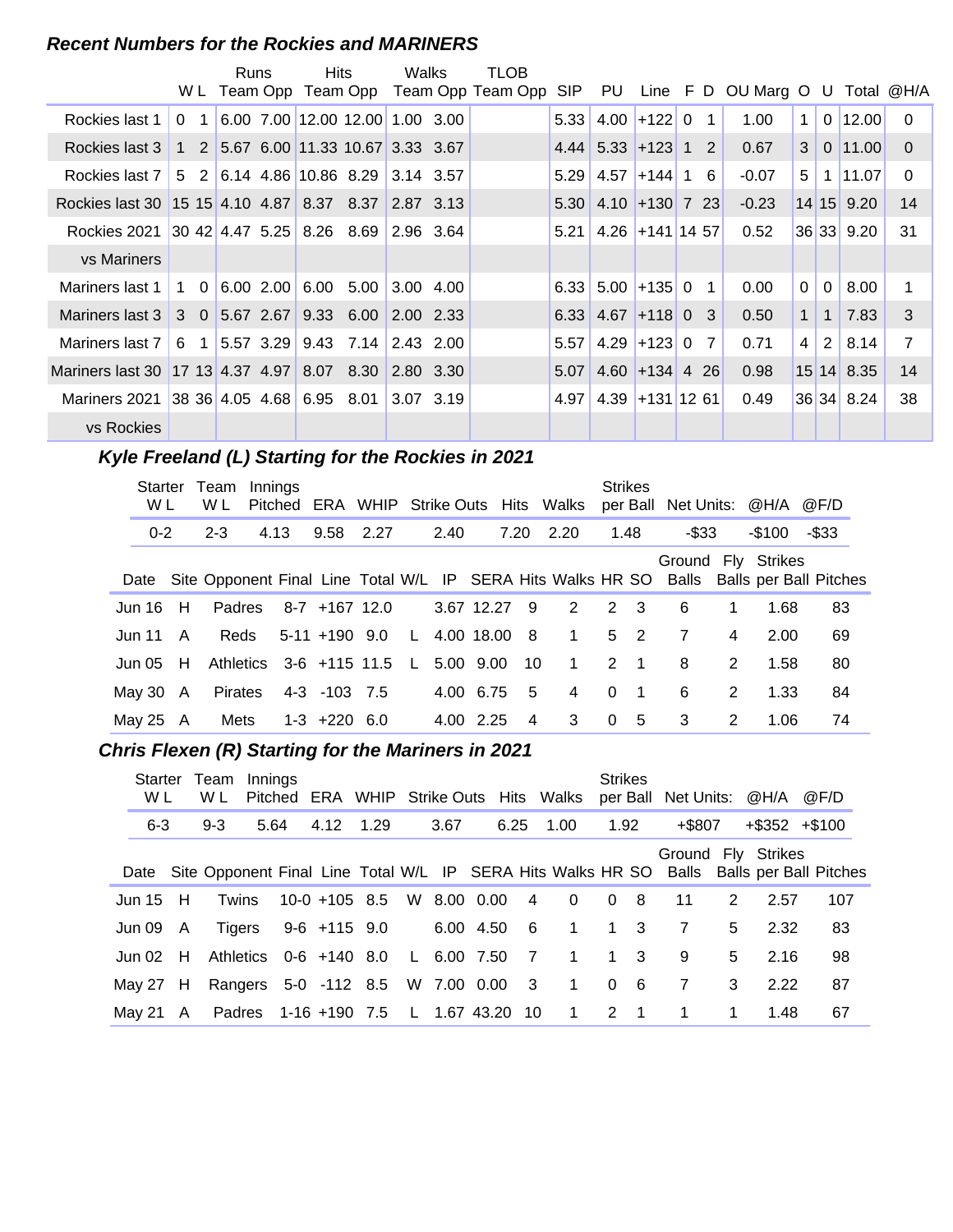### *Recent Numbers for the Rockies and MARINERS*

| | W | L | Runs Team | Runs Opp | Hits Team | Hits Opp | Walks Team | Walks Opp | TLOB Team | TLOB Opp | SIP | PU | Line | F | D | OU Marg | O | U | Total | @H/A |
|---|---|---|---|---|---|---|---|---|---|---|---|---|---|---|---|---|---|---|---|---|
| Rockies last 1 | 0 | 1 | 6.00 | 7.00 | 12.00 | 12.00 | 1.00 | 3.00 | | | 5.33 | 4.00 | +122 | 0 | 1 | 1.00 | 1 | 0 | 12.00 | 0 |
| Rockies last 3 | 1 | 2 | 5.67 | 6.00 | 11.33 | 10.67 | 3.33 | 3.67 | | | 4.44 | 5.33 | +123 | 1 | 2 | 0.67 | 3 | 0 | 11.00 | 0 |
| Rockies last 7 | 5 | 2 | 6.14 | 4.86 | 10.86 | 8.29 | 3.14 | 3.57 | | | 5.29 | 4.57 | +144 | 1 | 6 | -0.07 | 5 | 1 | 11.07 | 0 |
| Rockies last 30 | 15 | 15 | 4.10 | 4.87 | 8.37 | 8.37 | 2.87 | 3.13 | | | 5.30 | 4.10 | +130 | 7 | 23 | -0.23 | 14 | 15 | 9.20 | 14 |
| Rockies 2021 | 30 | 42 | 4.47 | 5.25 | 8.26 | 8.69 | 2.96 | 3.64 | | | 5.21 | 4.26 | +141 | 14 | 57 | 0.52 | 36 | 33 | 9.20 | 31 |
| vs Mariners | | | | | | | | | | | | | | | | | | | | |
| Mariners last 1 | 1 | 0 | 6.00 | 2.00 | 6.00 | 5.00 | 3.00 | 4.00 | | | 6.33 | 5.00 | +135 | 0 | 1 | 0.00 | 0 | 0 | 8.00 | 1 |
| Mariners last 3 | 3 | 0 | 5.67 | 2.67 | 9.33 | 6.00 | 2.00 | 2.33 | | | 6.33 | 4.67 | +118 | 0 | 3 | 0.50 | 1 | 1 | 7.83 | 3 |
| Mariners last 7 | 6 | 1 | 5.57 | 3.29 | 9.43 | 7.14 | 2.43 | 2.00 | | | 5.57 | 4.29 | +123 | 0 | 7 | 0.71 | 4 | 2 | 8.14 | 7 |
| Mariners last 30 | 17 | 13 | 4.37 | 4.97 | 8.07 | 8.30 | 2.80 | 3.30 | | | 5.07 | 4.60 | +134 | 4 | 26 | 0.98 | 15 | 14 | 8.35 | 14 |
| Mariners 2021 | 38 | 36 | 4.05 | 4.68 | 6.95 | 8.01 | 3.07 | 3.19 | | | 4.97 | 4.39 | +131 | 12 | 61 | 0.49 | 36 | 34 | 8.24 | 38 |
| vs Rockies | | | | | | | | | | | | | | | | | | | | |

### *Kyle Freeland (L) Starting for the Rockies in 2021*

| Starter W L | Team W L | Innings Pitched | ERA | WHIP | Strike Outs | Hits | Walks | Strikes per Ball | Net Units: | @H/A | @F/D |
|---|---|---|---|---|---|---|---|---|---|---|---|
| 0-2 | 2-3 | 4.13 | 9.58 | 2.27 | 2.40 | 7.20 | 2.20 | 1.48 | -$33 | -$100 | -$33 |

| Date | Site | Opponent | Final | Line | Total | W/L | IP | SERA | Hits | Walks | HR | SO | Ground Balls | Fly Balls | Strikes per Ball | Pitches |
|---|---|---|---|---|---|---|---|---|---|---|---|---|---|---|---|---|
| Jun 16 | H | Padres | 8-7 | +167 | 12.0 | | 3.67 | 12.27 | 9 | 2 | 2 | 3 | 6 | 1 | 1.68 | 83 |
| Jun 11 | A | Reds | 5-11 | +190 | 9.0 | L | 4.00 | 18.00 | 8 | 1 | 5 | 2 | 7 | 4 | 2.00 | 69 |
| Jun 05 | H | Athletics | 3-6 | +115 | 11.5 | L | 5.00 | 9.00 | 10 | 1 | 2 | 1 | 8 | 2 | 1.58 | 80 |
| May 30 | A | Pirates | 4-3 | -103 | 7.5 | | 4.00 | 6.75 | 5 | 4 | 0 | 1 | 6 | 2 | 1.33 | 84 |
| May 25 | A | Mets | 1-3 | +220 | 6.0 | | 4.00 | 2.25 | 4 | 3 | 0 | 5 | 3 | 2 | 1.06 | 74 |

### *Chris Flexen (R) Starting for the Mariners in 2021*

| Starter W L | Team W L | Innings Pitched | ERA | WHIP | Strike Outs | Hits | Walks | Strikes per Ball | Net Units: | @H/A | @F/D |
|---|---|---|---|---|---|---|---|---|---|---|---|
| 6-3 | 9-3 | 5.64 | 4.12 | 1.29 | 3.67 | 6.25 | 1.00 | 1.92 | +$807 | +$352 | +$100 |

| Date | Site | Opponent | Final | Line | Total | W/L | IP | SERA | Hits | Walks | HR | SO | Ground Balls | Fly Balls | Strikes per Ball | Pitches |
|---|---|---|---|---|---|---|---|---|---|---|---|---|---|---|---|---|
| Jun 15 | H | Twins | 10-0 | +105 | 8.5 | W | 8.00 | 0.00 | 4 | 0 | 0 | 8 | 11 | 2 | 2.57 | 107 |
| Jun 09 | A | Tigers | 9-6 | +115 | 9.0 | | 6.00 | 4.50 | 6 | 1 | 1 | 3 | 7 | 5 | 2.32 | 83 |
| Jun 02 | H | Athletics | 0-6 | +140 | 8.0 | L | 6.00 | 7.50 | 7 | 1 | 1 | 3 | 9 | 5 | 2.16 | 98 |
| May 27 | H | Rangers | 5-0 | -112 | 8.5 | W | 7.00 | 0.00 | 3 | 1 | 0 | 6 | 7 | 3 | 2.22 | 87 |
| May 21 | A | Padres | 1-16 | +190 | 7.5 | L | 1.67 | 43.20 | 10 | 1 | 2 | 1 | 1 | 1 | 1.48 | 67 |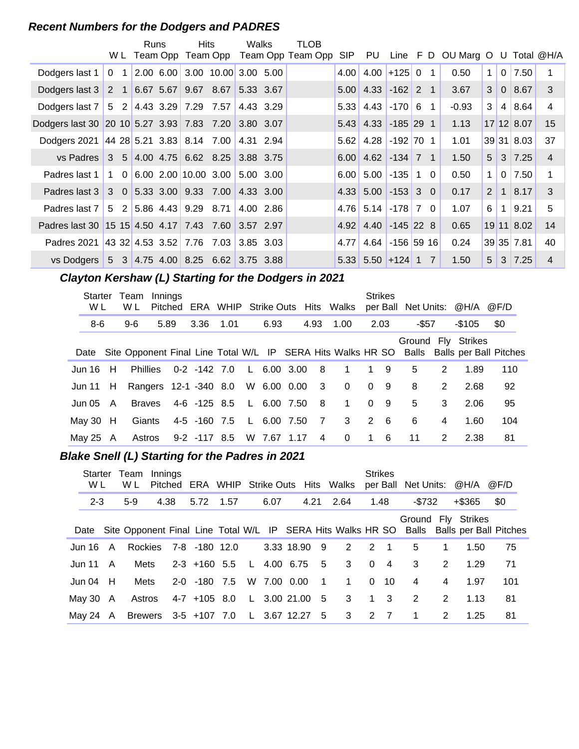### *Recent Numbers for the Dodgers and PADRES*

| | W | L | Runs Team | Runs Opp | Hits Team | Hits Opp | Walks Team | Walks Opp | TLOB Team Opp | SIP | PU | Line | F | D | OU Marg | O | U | Total | @H/A |
|---|---|---|---|---|---|---|---|---|---|---|---|---|---|---|---|---|---|---|---|
| Dodgers last 1 | 0 | 1 | 2.00 | 6.00 | 3.00 | 10.00 | 3.00 | 5.00 | | 4.00 | 4.00 | +125 | 0 | 1 | 0.50 | 1 | 0 | 7.50 | 1 |
| Dodgers last 3 | 2 | 1 | 6.67 | 5.67 | 9.67 | 8.67 | 5.33 | 3.67 | | 5.00 | 4.33 | -162 | 2 | 1 | 3.67 | 3 | 0 | 8.67 | 3 |
| Dodgers last 7 | 5 | 2 | 4.43 | 3.29 | 7.29 | 7.57 | 4.43 | 3.29 | | 5.33 | 4.43 | -170 | 6 | 1 | -0.93 | 3 | 4 | 8.64 | 4 |
| Dodgers last 30 | 20 | 10 | 5.27 | 3.93 | 7.83 | 7.20 | 3.80 | 3.07 | | 5.43 | 4.33 | -185 | 29 | 1 | 1.13 | 17 | 12 | 8.07 | 15 |
| Dodgers 2021 | 44 | 28 | 5.21 | 3.83 | 8.14 | 7.00 | 4.31 | 2.94 | | 5.62 | 4.28 | -192 | 70 | 1 | 1.01 | 39 | 31 | 8.03 | 37 |
| vs Padres | 3 | 5 | 4.00 | 4.75 | 6.62 | 8.25 | 3.88 | 3.75 | | 6.00 | 4.62 | -134 | 7 | 1 | 1.50 | 5 | 3 | 7.25 | 4 |
| Padres last 1 | 1 | 0 | 6.00 | 2.00 | 10.00 | 3.00 | 5.00 | 3.00 | | 6.00 | 5.00 | -135 | 1 | 0 | 0.50 | 1 | 0 | 7.50 | 1 |
| Padres last 3 | 3 | 0 | 5.33 | 3.00 | 9.33 | 7.00 | 4.33 | 3.00 | | 4.33 | 5.00 | -153 | 3 | 0 | 0.17 | 2 | 1 | 8.17 | 3 |
| Padres last 7 | 5 | 2 | 5.86 | 4.43 | 9.29 | 8.71 | 4.00 | 2.86 | | 4.76 | 5.14 | -178 | 7 | 0 | 1.07 | 6 | 1 | 9.21 | 5 |
| Padres last 30 | 15 | 15 | 4.50 | 4.17 | 7.43 | 7.60 | 3.57 | 2.97 | | 4.92 | 4.40 | -145 | 22 | 8 | 0.65 | 19 | 11 | 8.02 | 14 |
| Padres 2021 | 43 | 32 | 4.53 | 3.52 | 7.76 | 7.03 | 3.85 | 3.03 | | 4.77 | 4.64 | -156 | 59 | 16 | 0.24 | 39 | 35 | 7.81 | 40 |
| vs Dodgers | 5 | 3 | 4.75 | 4.00 | 8.25 | 6.62 | 3.75 | 3.88 | | 5.33 | 5.50 | +124 | 1 | 7 | 1.50 | 5 | 3 | 7.25 | 4 |

### *Clayton Kershaw (L) Starting for the Dodgers in 2021*

| Starter W L | Team W L | Innings Pitched | ERA | WHIP | Strike Outs | Hits | Walks | Strikes per Ball | Net Units: | @H/A | @F/D |
|---|---|---|---|---|---|---|---|---|---|---|---|
| 8-6 | 9-6 | 5.89 | 3.36 | 1.01 | 6.93 | 4.93 | 1.00 | 2.03 | -$57 | -$105 | $0 |

| Date | Site | Opponent | Final | Line | Total | W/L | IP | SERA | Hits | Walks | HR | SO | Ground Balls | Fly Balls | Strikes per Ball | Pitches |
|---|---|---|---|---|---|---|---|---|---|---|---|---|---|---|---|---|
| Jun 16 | H | Phillies | 0-2 | -142 | 7.0 | L | 6.00 | 3.00 | 8 | 1 | 1 | 9 | 5 | 2 | 1.89 | 110 |
| Jun 11 | H | Rangers | 12-1 | -340 | 8.0 | W | 6.00 | 0.00 | 3 | 0 | 0 | 9 | 8 | 2 | 2.68 | 92 |
| Jun 05 | A | Braves | 4-6 | -125 | 8.5 | L | 6.00 | 7.50 | 8 | 1 | 0 | 9 | 5 | 3 | 2.06 | 95 |
| May 30 | H | Giants | 4-5 | -160 | 7.5 | L | 6.00 | 7.50 | 7 | 3 | 2 | 6 | 6 | 4 | 1.60 | 104 |
| May 25 | A | Astros | 9-2 | -117 | 8.5 | W | 7.67 | 1.17 | 4 | 0 | 1 | 6 | 11 | 2 | 2.38 | 81 |

### *Blake Snell (L) Starting for the Padres in 2021*

| Starter W L | Team W L | Innings Pitched | ERA | WHIP | Strike Outs | Hits | Walks | Strikes per Ball | Net Units: | @H/A | @F/D |
|---|---|---|---|---|---|---|---|---|---|---|---|
| 2-3 | 5-9 | 4.38 | 5.72 | 1.57 | 6.07 | 4.21 | 2.64 | 1.48 | -$732 | +$365 | $0 |

| Date | Site | Opponent | Final | Line | Total | W/L | IP | SERA | Hits | Walks | HR | SO | Ground Balls | Fly Balls | Strikes per Ball | Pitches |
|---|---|---|---|---|---|---|---|---|---|---|---|---|---|---|---|---|
| Jun 16 | A | Rockies | 7-8 | -180 | 12.0 | | 3.33 | 18.90 | 9 | 2 | 2 | 1 | 5 | 1 | 1.50 | 75 |
| Jun 11 | A | Mets | 2-3 | +160 | 5.5 | L | 4.00 | 6.75 | 5 | 3 | 0 | 4 | 3 | 2 | 1.29 | 71 |
| Jun 04 | H | Mets | 2-0 | -180 | 7.5 | W | 7.00 | 0.00 | 1 | 1 | 0 | 10 | 4 | 4 | 1.97 | 101 |
| May 30 | A | Astros | 4-7 | +105 | 8.0 | L | 3.00 | 21.00 | 5 | 3 | 1 | 3 | 2 | 2 | 1.13 | 81 |
| May 24 | A | Brewers | 3-5 | +107 | 7.0 | L | 3.67 | 12.27 | 5 | 3 | 2 | 7 | 1 | 2 | 1.25 | 81 |